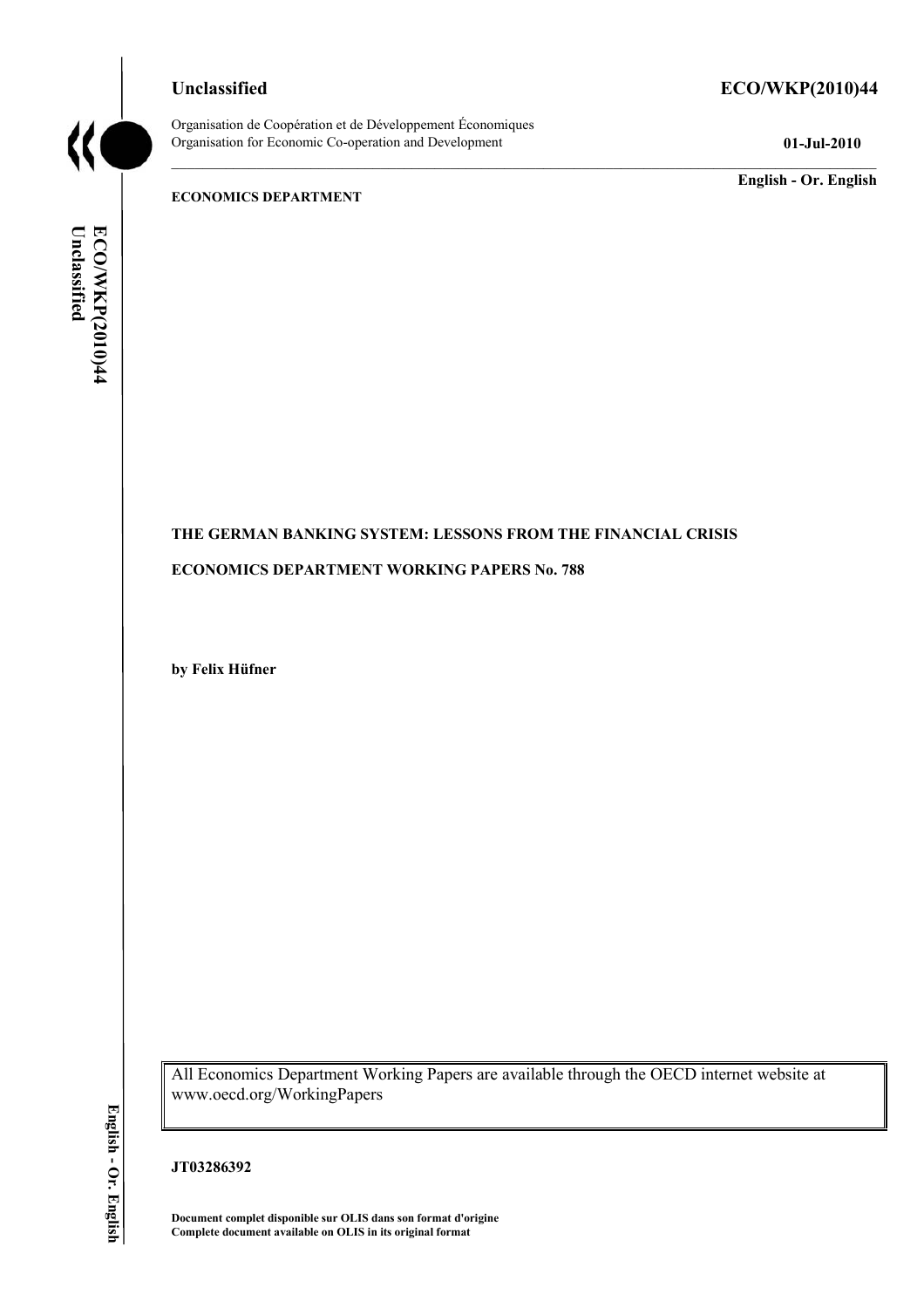**Unclassified** **ECO/WKP(2010)44**

Organisation de Coopération et de Développement Économiques
Organisation for Economic Co-operation and Development **01-Jul-2010**

**English - Or. English**

**ECONOMICS DEPARTMENT**

**THE GERMAN BANKING SYSTEM: LESSONS FROM THE FINANCIAL CRISIS**

**ECONOMICS DEPARTMENT WORKING PAPERS No. 788**

**by Felix Hüfner**

All Economics Department Working Papers are available through the OECD internet website at www.oecd.org/WorkingPapers

**JT03286392**

**Document complet disponible sur OLIS dans son format d'origine**
**Complete document available on OLIS in its original format**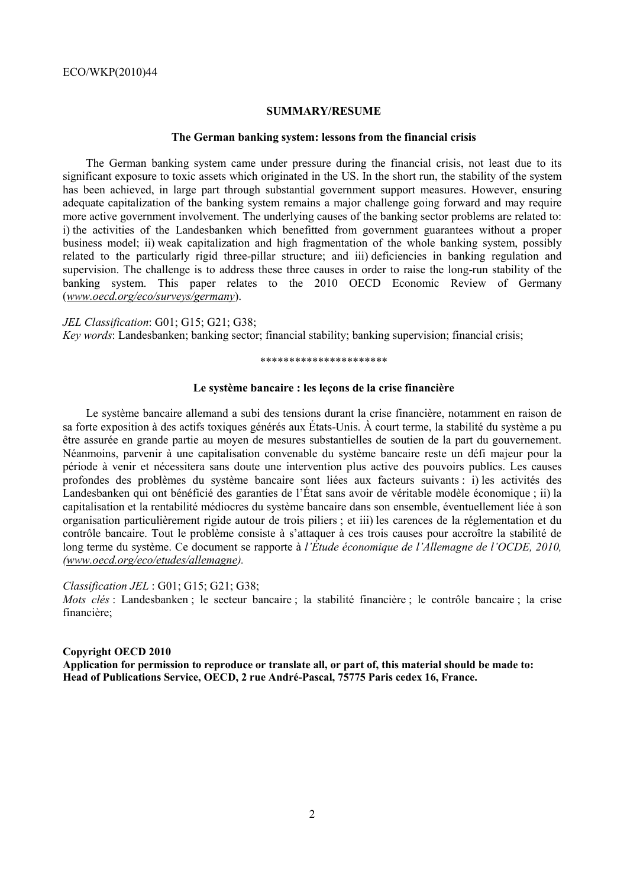## SUMMARY/RESUME

### The German banking system: lessons from the financial crisis

The German banking system came under pressure during the financial crisis, not least due to its significant exposure to toxic assets which originated in the US. In the short run, the stability of the system has been achieved, in large part through substantial government support measures. However, ensuring adequate capitalization of the banking system remains a major challenge going forward and may require more active government involvement. The underlying causes of the banking sector problems are related to: i) the activities of the Landesbanken which benefitted from government guarantees without a proper business model; ii) weak capitalization and high fragmentation of the whole banking system, possibly related to the particularly rigid three-pillar structure; and iii) deficiencies in banking regulation and supervision. The challenge is to address these three causes in order to raise the long-run stability of the banking system. This paper relates to the 2010 OECD Economic Review of Germany (*www.oecd.org/eco/surveys/germany*).

*JEL Classification*: G01; G15; G21; G38;
*Key words*: Landesbanken; banking sector; financial stability; banking supervision; financial crisis;

**********************

### Le système bancaire : les leçons de la crise financière

Le système bancaire allemand a subi des tensions durant la crise financière, notamment en raison de sa forte exposition à des actifs toxiques générés aux États-Unis. À court terme, la stabilité du système a pu être assurée en grande partie au moyen de mesures substantielles de soutien de la part du gouvernement. Néanmoins, parvenir à une capitalisation convenable du système bancaire reste un défi majeur pour la période à venir et nécessitera sans doute une intervention plus active des pouvoirs publics. Les causes profondes des problèmes du système bancaire sont liées aux facteurs suivants : i) les activités des Landesbanken qui ont bénéficié des garanties de l'État sans avoir de véritable modèle économique ; ii) la capitalisation et la rentabilité médiocres du système bancaire dans son ensemble, éventuellement liée à son organisation particulièrement rigide autour de trois piliers ; et iii) les carences de la réglementation et du contrôle bancaire. Tout le problème consiste à s'attaquer à ces trois causes pour accroître la stabilité de long terme du système. Ce document se rapporte à *l'Étude économique de l'Allemagne de l'OCDE, 2010, (www.oecd.org/eco/etudes/allemagne).*

*Classification JEL* : G01; G15; G21; G38;
*Mots clés* : Landesbanken ; le secteur bancaire ; la stabilité financière ; le contrôle bancaire ; la crise financière;

**Copyright OECD 2010**
**Application for permission to reproduce or translate all, or part of, this material should be made to: Head of Publications Service, OECD, 2 rue André-Pascal, 75775 Paris cedex 16, France.**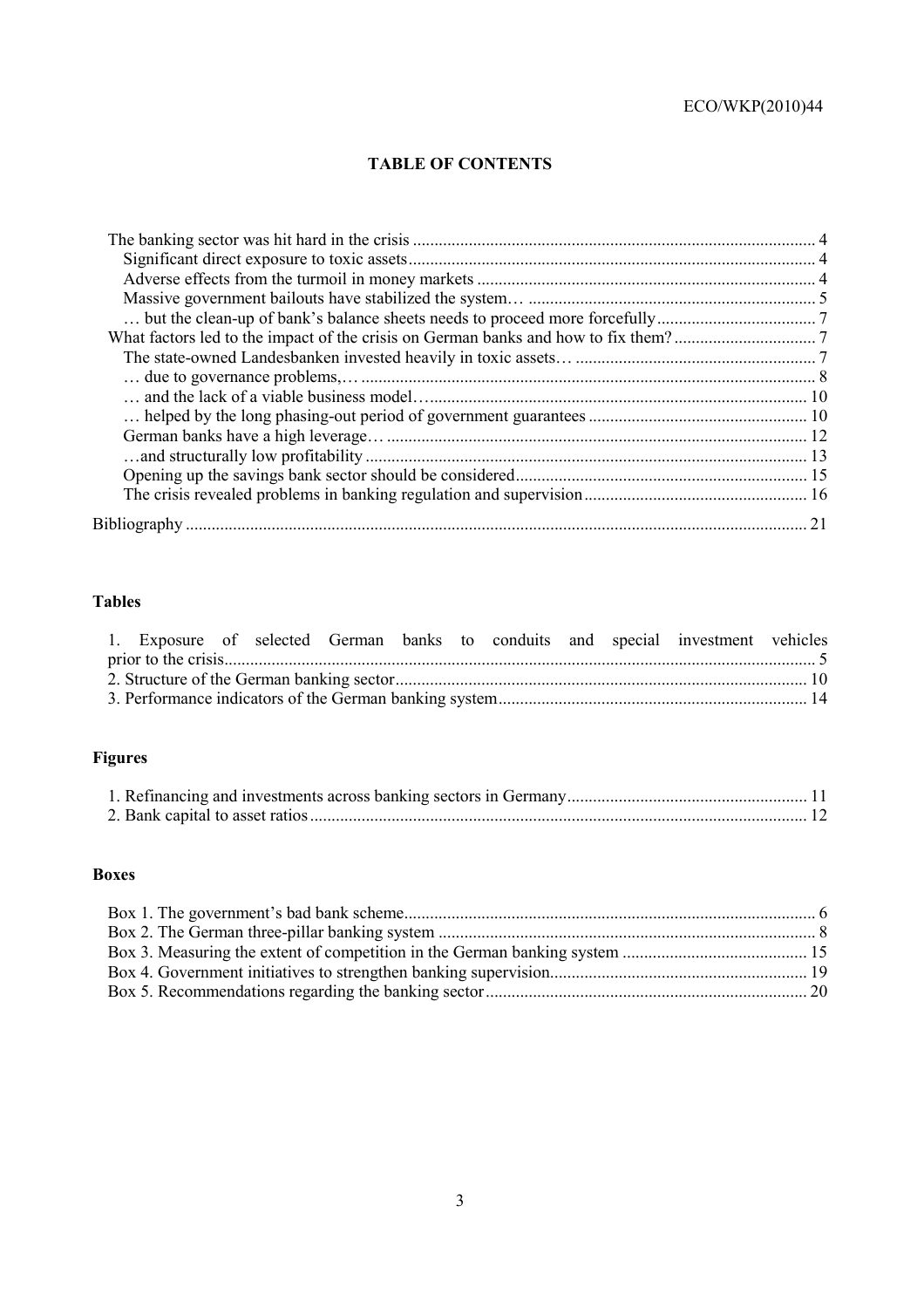## TABLE OF CONTENTS

The banking sector was hit hard in the crisis ............................................................................................. 4
- Significant direct exposure to toxic assets ............................................................................................ 4
- Adverse effects from the turmoil in money markets ............................................................................. 4
- Massive government bailouts have stabilized the system… .................................................................. 5
- … but the clean-up of bank's balance sheets needs to proceed more forcefully .................................... 7

What factors led to the impact of the crisis on German banks and how to fix them? ................................ 7
- The state-owned Landesbanken invested heavily in toxic assets… ........................................................ 7
- … due to governance problems,… ......................................................................................................... 8
- … and the lack of a viable business model… ........................................................................................ 10
- … helped by the long phasing-out period of government guarantees .................................................. 10
- German banks have a high leverage… .................................................................................................. 12
- …and structurally low profitability ....................................................................................................... 13
- Opening up the savings bank sector should be considered ................................................................... 15
- The crisis revealed problems in banking regulation and supervision .................................................... 16

Bibliography ............................................................................................................................................... 21

### Tables

1. Exposure of selected German banks to conduits and special investment vehicles prior to the crisis ........................................................................................................................................ 5
2. Structure of the German banking sector .............................................................................................. 10
3. Performance indicators of the German banking system ...................................................................... 14

### Figures

1. Refinancing and investments across banking sectors in Germany ....................................................... 11
2. Bank capital to asset ratios .................................................................................................................. 12

### Boxes

- Box 1. The government's bad bank scheme ............................................................................................ 6
- Box 2. The German three-pillar banking system ..................................................................................... 8
- Box 3. Measuring the extent of competition in the German banking system ......................................... 15
- Box 4. Government initiatives to strengthen banking supervision .......................................................... 19
- Box 5. Recommendations regarding the banking sector ......................................................................... 20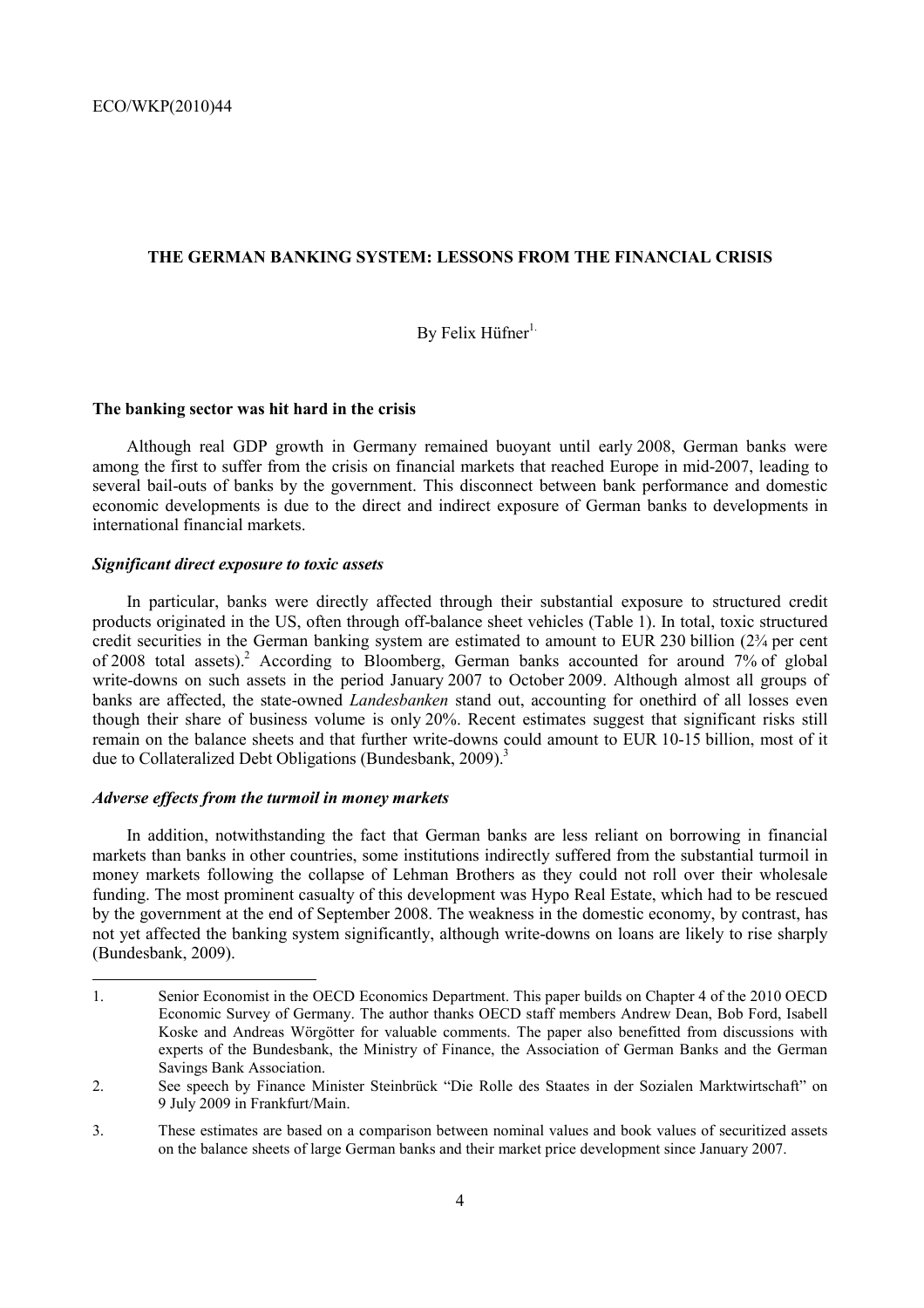ECO/WKP(2010)44

# THE GERMAN BANKING SYSTEM: LESSONS FROM THE FINANCIAL CRISIS

By Felix Hüfner[1]

## The banking sector was hit hard in the crisis

Although real GDP growth in Germany remained buoyant until early 2008, German banks were among the first to suffer from the crisis on financial markets that reached Europe in mid-2007, leading to several bail-outs of banks by the government. This disconnect between bank performance and domestic economic developments is due to the direct and indirect exposure of German banks to developments in international financial markets.

### *Significant direct exposure to toxic assets*

In particular, banks were directly affected through their substantial exposure to structured credit products originated in the US, often through off-balance sheet vehicles (Table 1). In total, toxic structured credit securities in the German banking system are estimated to amount to EUR 230 billion (2¾ per cent of 2008 total assets).[2] According to Bloomberg, German banks accounted for around 7% of global write-downs on such assets in the period January 2007 to October 2009. Although almost all groups of banks are affected, the state-owned *Landesbanken* stand out, accounting for onethird of all losses even though their share of business volume is only 20%. Recent estimates suggest that significant risks still remain on the balance sheets and that further write-downs could amount to EUR 10-15 billion, most of it due to Collateralized Debt Obligations (Bundesbank, 2009).[3]

### *Adverse effects from the turmoil in money markets*

In addition, notwithstanding the fact that German banks are less reliant on borrowing in financial markets than banks in other countries, some institutions indirectly suffered from the substantial turmoil in money markets following the collapse of Lehman Brothers as they could not roll over their wholesale funding. The most prominent casualty of this development was Hypo Real Estate, which had to be rescued by the government at the end of September 2008. The weakness in the domestic economy, by contrast, has not yet affected the banking system significantly, although write-downs on loans are likely to rise sharply (Bundesbank, 2009).

---

1. Senior Economist in the OECD Economics Department. This paper builds on Chapter 4 of the 2010 OECD Economic Survey of Germany. The author thanks OECD staff members Andrew Dean, Bob Ford, Isabell Koske and Andreas Wörgötter for valuable comments. The paper also benefitted from discussions with experts of the Bundesbank, the Ministry of Finance, the Association of German Banks and the German Savings Bank Association.
2. See speech by Finance Minister Steinbrück "Die Rolle des Staates in der Sozialen Marktwirtschaft" on 9 July 2009 in Frankfurt/Main.
3. These estimates are based on a comparison between nominal values and book values of securitized assets on the balance sheets of large German banks and their market price development since January 2007.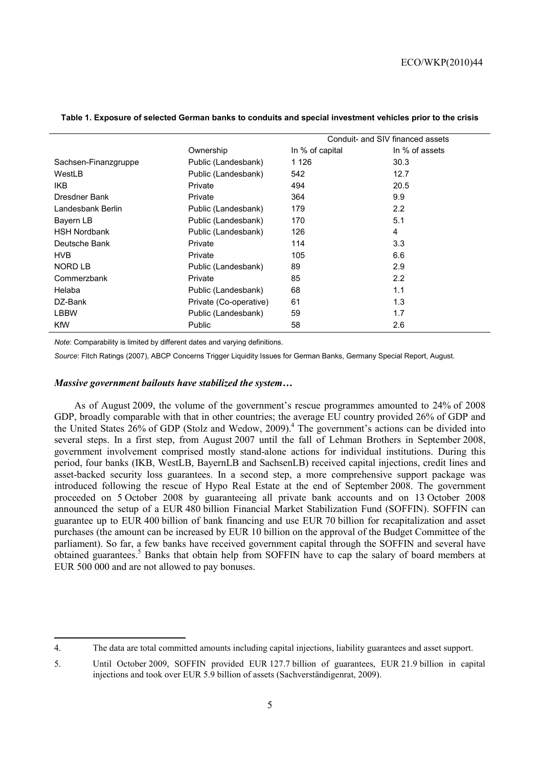**Table 1. Exposure of selected German banks to conduits and special investment vehicles prior to the crisis**

| | | Conduit- and SIV financed assets | |
|---|---|---|---|
| | Ownership | In % of capital | In % of assets |
| Sachsen-Finanzgruppe | Public (Landesbank) | 1 126 | 30.3 |
| WestLB | Public (Landesbank) | 542 | 12.7 |
| IKB | Private | 494 | 20.5 |
| Dresdner Bank | Private | 364 | 9.9 |
| Landesbank Berlin | Public (Landesbank) | 179 | 2.2 |
| Bayern LB | Public (Landesbank) | 170 | 5.1 |
| HSH Nordbank | Public (Landesbank) | 126 | 4 |
| Deutsche Bank | Private | 114 | 3.3 |
| HVB | Private | 105 | 6.6 |
| NORD LB | Public (Landesbank) | 89 | 2.9 |
| Commerzbank | Private | 85 | 2.2 |
| Helaba | Public (Landesbank) | 68 | 1.1 |
| DZ-Bank | Private (Co-operative) | 61 | 1.3 |
| LBBW | Public (Landesbank) | 59 | 1.7 |
| KfW | Public | 58 | 2.6 |

*Note*: Comparability is limited by different dates and varying definitions.

*Source*: Fitch Ratings (2007), ABCP Concerns Trigger Liquidity Issues for German Banks, Germany Special Report, August.

### *Massive government bailouts have stabilized the system…*

As of August 2009, the volume of the government's rescue programmes amounted to 24% of 2008 GDP, broadly comparable with that in other countries; the average EU country provided 26% of GDP and the United States 26% of GDP (Stolz and Wedow, 2009).[4] The government's actions can be divided into several steps. In a first step, from August 2007 until the fall of Lehman Brothers in September 2008, government involvement comprised mostly stand-alone actions for individual institutions. During this period, four banks (IKB, WestLB, BayernLB and SachsenLB) received capital injections, credit lines and asset-backed security loss guarantees. In a second step, a more comprehensive support package was introduced following the rescue of Hypo Real Estate at the end of September 2008. The government proceeded on 5 October 2008 by guaranteeing all private bank accounts and on 13 October 2008 announced the setup of a EUR 480 billion Financial Market Stabilization Fund (SOFFIN). SOFFIN can guarantee up to EUR 400 billion of bank financing and use EUR 70 billion for recapitalization and asset purchases (the amount can be increased by EUR 10 billion on the approval of the Budget Committee of the parliament). So far, a few banks have received government capital through the SOFFIN and several have obtained guarantees.[5] Banks that obtain help from SOFFIN have to cap the salary of board members at EUR 500 000 and are not allowed to pay bonuses.

---

4. The data are total committed amounts including capital injections, liability guarantees and asset support.

5. Until October 2009, SOFFIN provided EUR 127.7 billion of guarantees, EUR 21.9 billion in capital injections and took over EUR 5.9 billion of assets (Sachverständigenrat, 2009).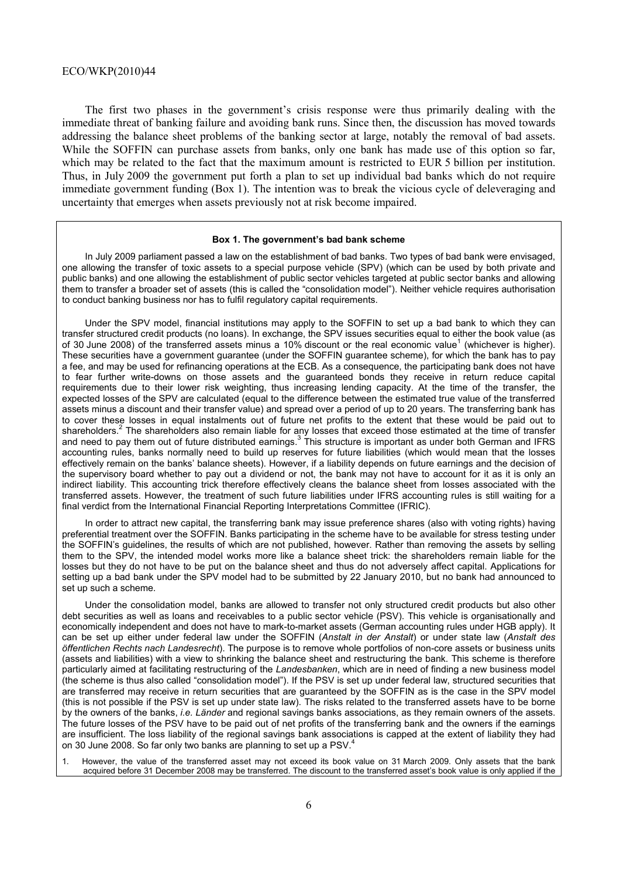The first two phases in the government's crisis response were thus primarily dealing with the immediate threat of banking failure and avoiding bank runs. Since then, the discussion has moved towards addressing the balance sheet problems of the banking sector at large, notably the removal of bad assets. While the SOFFIN can purchase assets from banks, only one bank has made use of this option so far, which may be related to the fact that the maximum amount is restricted to EUR 5 billion per institution. Thus, in July 2009 the government put forth a plan to set up individual bad banks which do not require immediate government funding (Box 1). The intention was to break the vicious cycle of deleveraging and uncertainty that emerges when assets previously not at risk become impaired.

**Box 1. The government's bad bank scheme**

In July 2009 parliament passed a law on the establishment of bad banks. Two types of bad bank were envisaged, one allowing the transfer of toxic assets to a special purpose vehicle (SPV) (which can be used by both private and public banks) and one allowing the establishment of public sector vehicles targeted at public sector banks and allowing them to transfer a broader set of assets (this is called the "consolidation model"). Neither vehicle requires authorisation to conduct banking business nor has to fulfil regulatory capital requirements.

Under the SPV model, financial institutions may apply to the SOFFIN to set up a bad bank to which they can transfer structured credit products (no loans). In exchange, the SPV issues securities equal to either the book value (as of 30 June 2008) of the transferred assets minus a 10% discount or the real economic value[1] (whichever is higher). These securities have a government guarantee (under the SOFFIN guarantee scheme), for which the bank has to pay a fee, and may be used for refinancing operations at the ECB. As a consequence, the participating bank does not have to fear further write-downs on those assets and the guaranteed bonds they receive in return reduce capital requirements due to their lower risk weighting, thus increasing lending capacity. At the time of the transfer, the expected losses of the SPV are calculated (equal to the difference between the estimated true value of the transferred assets minus a discount and their transfer value) and spread over a period of up to 20 years. The transferring bank has to cover these losses in equal instalments out of future net profits to the extent that these would be paid out to shareholders.[2] The shareholders also remain liable for any losses that exceed those estimated at the time of transfer and need to pay them out of future distributed earnings.[3] This structure is important as under both German and IFRS accounting rules, banks normally need to build up reserves for future liabilities (which would mean that the losses effectively remain on the banks' balance sheets). However, if a liability depends on future earnings and the decision of the supervisory board whether to pay out a dividend or not, the bank may not have to account for it as it is only an indirect liability. This accounting trick therefore effectively cleans the balance sheet from losses associated with the transferred assets. However, the treatment of such future liabilities under IFRS accounting rules is still waiting for a final verdict from the International Financial Reporting Interpretations Committee (IFRIC).

In order to attract new capital, the transferring bank may issue preference shares (also with voting rights) having preferential treatment over the SOFFIN. Banks participating in the scheme have to be available for stress testing under the SOFFIN's guidelines, the results of which are not published, however. Rather than removing the assets by selling them to the SPV, the intended model works more like a balance sheet trick: the shareholders remain liable for the losses but they do not have to be put on the balance sheet and thus do not adversely affect capital. Applications for setting up a bad bank under the SPV model had to be submitted by 22 January 2010, but no bank had announced to set up such a scheme.

Under the consolidation model, banks are allowed to transfer not only structured credit products but also other debt securities as well as loans and receivables to a public sector vehicle (PSV). This vehicle is organisationally and economically independent and does not have to mark-to-market assets (German accounting rules under HGB apply). It can be set up either under federal law under the SOFFIN (*Anstalt in der Anstalt*) or under state law (*Anstalt des öffentlichen Rechts nach Landesrecht*). The purpose is to remove whole portfolios of non-core assets or business units (assets and liabilities) with a view to shrinking the balance sheet and restructuring the bank. This scheme is therefore particularly aimed at facilitating restructuring of the *Landesbanken*, which are in need of finding a new business model (the scheme is thus also called "consolidation model"). If the PSV is set up under federal law, structured securities that are transferred may receive in return securities that are guaranteed by the SOFFIN as is the case in the SPV model (this is not possible if the PSV is set up under state law). The risks related to the transferred assets have to be borne by the owners of the banks, *i.e. Länder* and regional savings banks associations, as they remain owners of the assets. The future losses of the PSV have to be paid out of net profits of the transferring bank and the owners if the earnings are insufficient. The loss liability of the regional savings bank associations is capped at the extent of liability they had on 30 June 2008. So far only two banks are planning to set up a PSV.[4]

1. However, the value of the transferred asset may not exceed its book value on 31 March 2009. Only assets that the bank acquired before 31 December 2008 may be transferred. The discount to the transferred asset's book value is only applied if the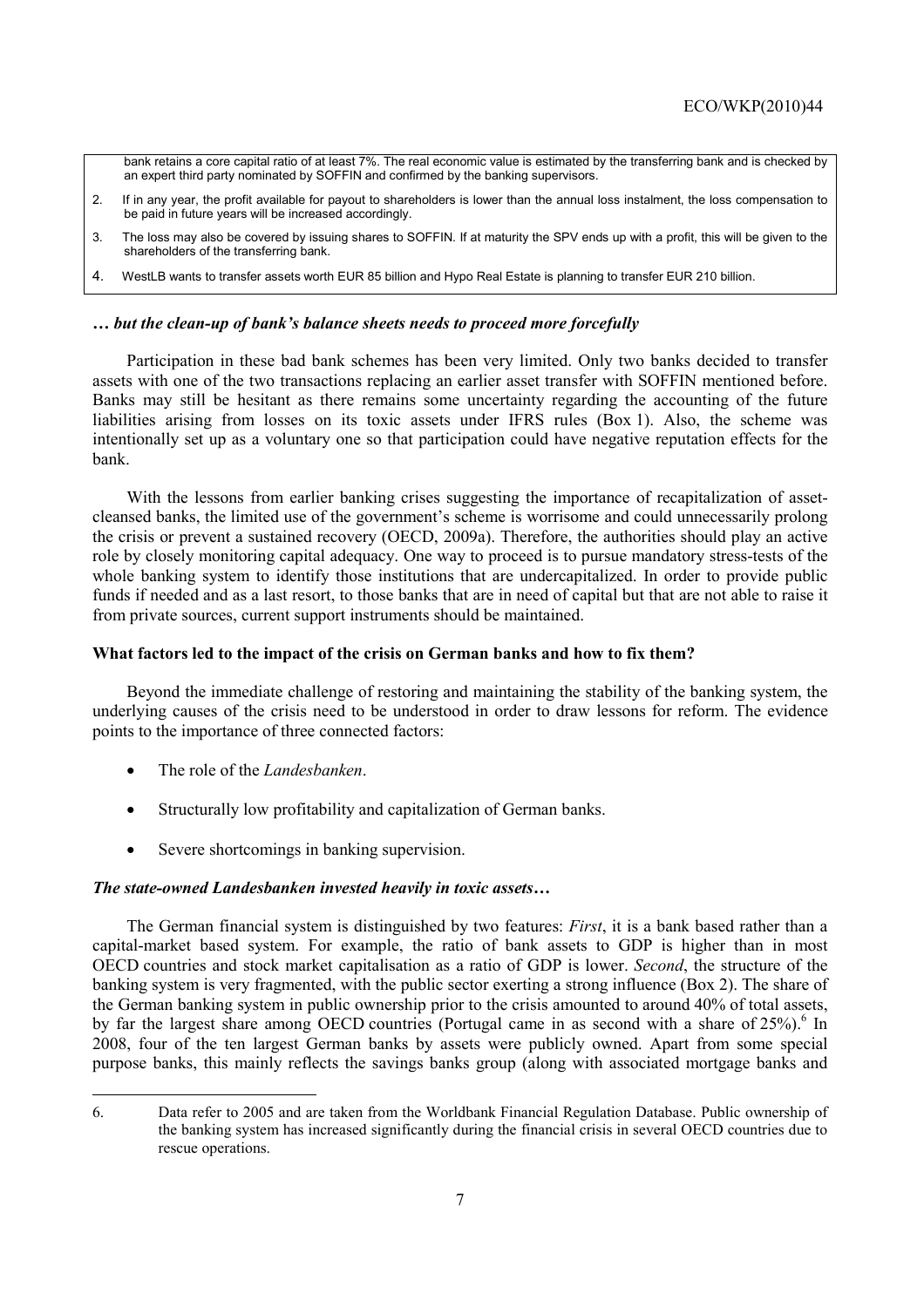bank retains a core capital ratio of at least 7%. The real economic value is estimated by the transferring bank and is checked by an expert third party nominated by SOFFIN and confirmed by the banking supervisors.

2. If in any year, the profit available for payout to shareholders is lower than the annual loss instalment, the loss compensation to be paid in future years will be increased accordingly.

3. The loss may also be covered by issuing shares to SOFFIN. If at maturity the SPV ends up with a profit, this will be given to the shareholders of the transferring bank.

4. WestLB wants to transfer assets worth EUR 85 billion and Hypo Real Estate is planning to transfer EUR 210 billion.

### *… but the clean-up of bank's balance sheets needs to proceed more forcefully*

Participation in these bad bank schemes has been very limited. Only two banks decided to transfer assets with one of the two transactions replacing an earlier asset transfer with SOFFIN mentioned before. Banks may still be hesitant as there remains some uncertainty regarding the accounting of the future liabilities arising from losses on its toxic assets under IFRS rules (Box 1). Also, the scheme was intentionally set up as a voluntary one so that participation could have negative reputation effects for the bank.

With the lessons from earlier banking crises suggesting the importance of recapitalization of asset-cleansed banks, the limited use of the government's scheme is worrisome and could unnecessarily prolong the crisis or prevent a sustained recovery (OECD, 2009a). Therefore, the authorities should play an active role by closely monitoring capital adequacy. One way to proceed is to pursue mandatory stress-tests of the whole banking system to identify those institutions that are undercapitalized. In order to provide public funds if needed and as a last resort, to those banks that are in need of capital but that are not able to raise it from private sources, current support instruments should be maintained.

## What factors led to the impact of the crisis on German banks and how to fix them?

Beyond the immediate challenge of restoring and maintaining the stability of the banking system, the underlying causes of the crisis need to be understood in order to draw lessons for reform. The evidence points to the importance of three connected factors:

- The role of the *Landesbanken*.
- Structurally low profitability and capitalization of German banks.
- Severe shortcomings in banking supervision.

### *The state-owned Landesbanken invested heavily in toxic assets…*

The German financial system is distinguished by two features: *First*, it is a bank based rather than a capital-market based system. For example, the ratio of bank assets to GDP is higher than in most OECD countries and stock market capitalisation as a ratio of GDP is lower. *Second*, the structure of the banking system is very fragmented, with the public sector exerting a strong influence (Box 2). The share of the German banking system in public ownership prior to the crisis amounted to around 40% of total assets, by far the largest share among OECD countries (Portugal came in as second with a share of 25%).[6] In 2008, four of the ten largest German banks by assets were publicly owned. Apart from some special purpose banks, this mainly reflects the savings banks group (along with associated mortgage banks and

6. Data refer to 2005 and are taken from the Worldbank Financial Regulation Database. Public ownership of the banking system has increased significantly during the financial crisis in several OECD countries due to rescue operations.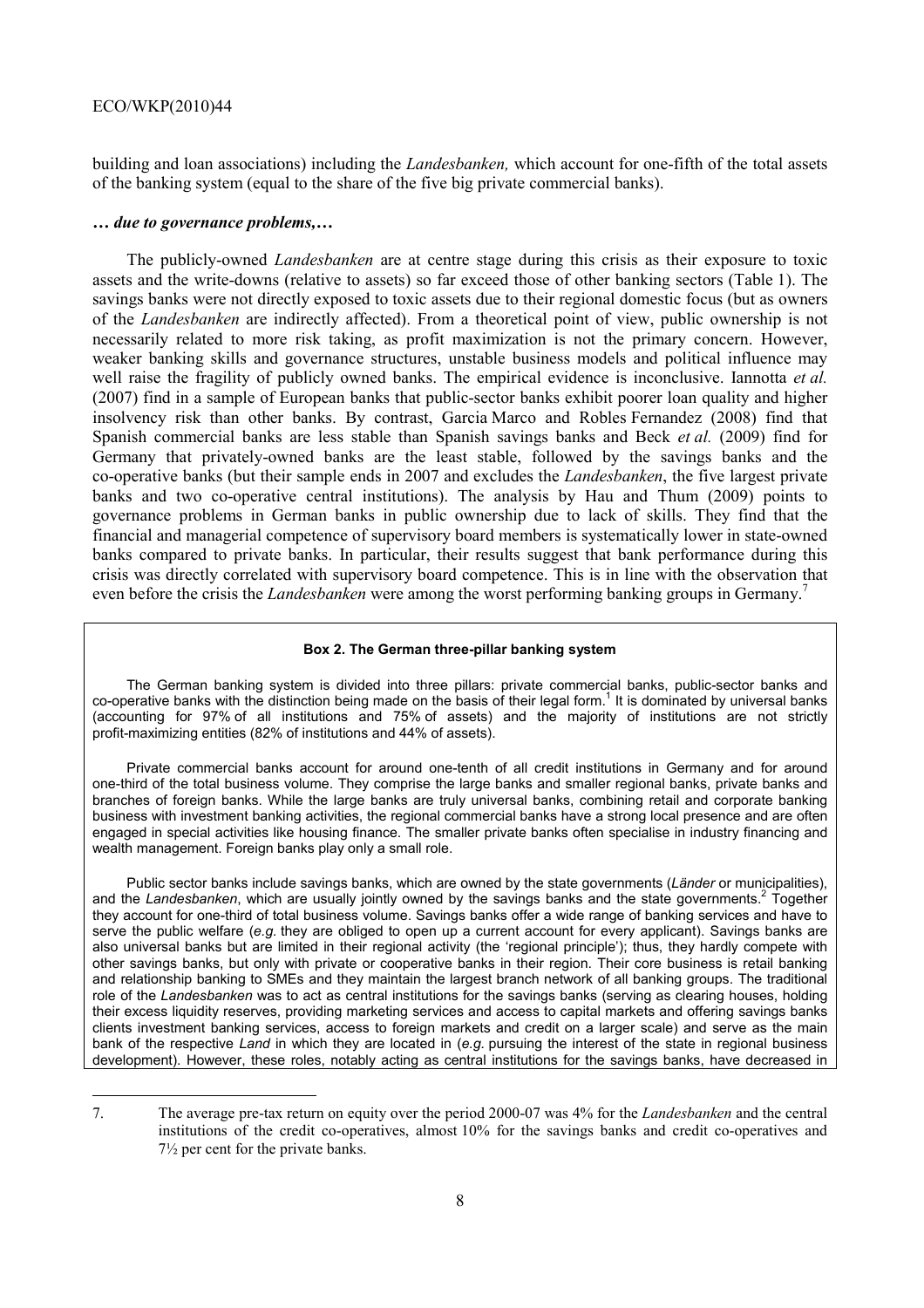building and loan associations) including the *Landesbanken,* which account for one-fifth of the total assets of the banking system (equal to the share of the five big private commercial banks).

### *… due to governance problems,…*

The publicly-owned *Landesbanken* are at centre stage during this crisis as their exposure to toxic assets and the write-downs (relative to assets) so far exceed those of other banking sectors (Table 1). The savings banks were not directly exposed to toxic assets due to their regional domestic focus (but as owners of the *Landesbanken* are indirectly affected). From a theoretical point of view, public ownership is not necessarily related to more risk taking, as profit maximization is not the primary concern. However, weaker banking skills and governance structures, unstable business models and political influence may well raise the fragility of publicly owned banks. The empirical evidence is inconclusive. Iannotta *et al.* (2007) find in a sample of European banks that public-sector banks exhibit poorer loan quality and higher insolvency risk than other banks. By contrast, Garcia Marco and Robles Fernandez (2008) find that Spanish commercial banks are less stable than Spanish savings banks and Beck *et al.* (2009) find for Germany that privately-owned banks are the least stable, followed by the savings banks and the co-operative banks (but their sample ends in 2007 and excludes the *Landesbanken*, the five largest private banks and two co-operative central institutions). The analysis by Hau and Thum (2009) points to governance problems in German banks in public ownership due to lack of skills. They find that the financial and managerial competence of supervisory board members is systematically lower in state-owned banks compared to private banks. In particular, their results suggest that bank performance during this crisis was directly correlated with supervisory board competence. This is in line with the observation that even before the crisis the *Landesbanken* were among the worst performing banking groups in Germany.[7]

**Box 2. The German three-pillar banking system**

The German banking system is divided into three pillars: private commercial banks, public-sector banks and co-operative banks with the distinction being made on the basis of their legal form.[1] It is dominated by universal banks (accounting for 97% of all institutions and 75% of assets) and the majority of institutions are not strictly profit-maximizing entities (82% of institutions and 44% of assets).

Private commercial banks account for around one-tenth of all credit institutions in Germany and for around one-third of the total business volume. They comprise the large banks and smaller regional banks, private banks and branches of foreign banks. While the large banks are truly universal banks, combining retail and corporate banking business with investment banking activities, the regional commercial banks have a strong local presence and are often engaged in special activities like housing finance. The smaller private banks often specialise in industry financing and wealth management. Foreign banks play only a small role.

Public sector banks include savings banks, which are owned by the state governments (*Länder* or municipalities), and the *Landesbanken*, which are usually jointly owned by the savings banks and the state governments.[2] Together they account for one-third of total business volume. Savings banks offer a wide range of banking services and have to serve the public welfare (*e.g.* they are obliged to open up a current account for every applicant). Savings banks are also universal banks but are limited in their regional activity (the 'regional principle'); thus, they hardly compete with other savings banks, but only with private or cooperative banks in their region. Their core business is retail banking and relationship banking to SMEs and they maintain the largest branch network of all banking groups. The traditional role of the *Landesbanken* was to act as central institutions for the savings banks (serving as clearing houses, holding their excess liquidity reserves, providing marketing services and access to capital markets and offering savings banks clients investment banking services, access to foreign markets and credit on a larger scale) and serve as the main bank of the respective *Land* in which they are located in (*e.g.* pursuing the interest of the state in regional business development). However, these roles, notably acting as central institutions for the savings banks, have decreased in

---

7. The average pre-tax return on equity over the period 2000-07 was 4% for the *Landesbanken* and the central institutions of the credit co-operatives, almost 10% for the savings banks and credit co-operatives and 7½ per cent for the private banks.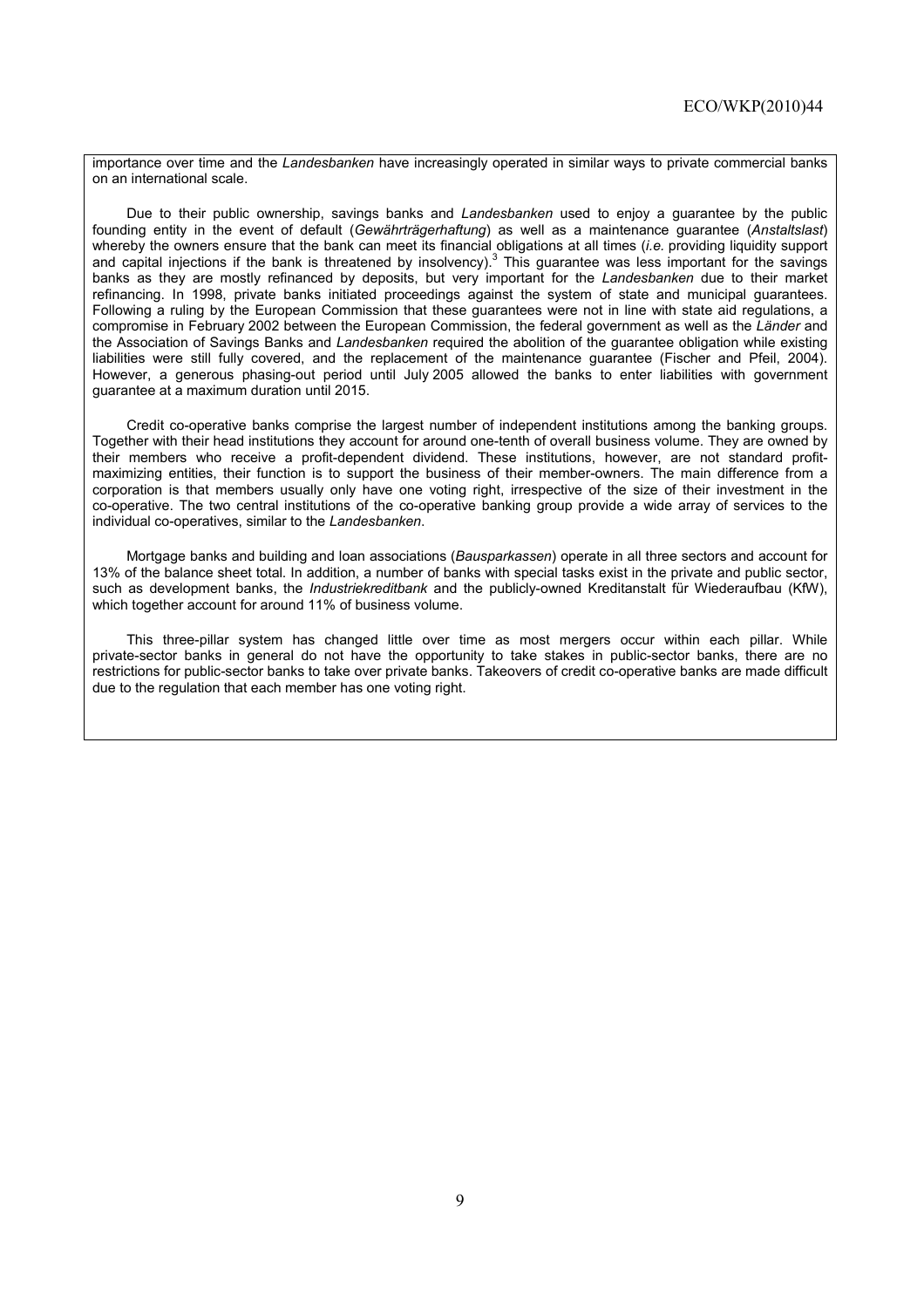importance over time and the *Landesbanken* have increasingly operated in similar ways to private commercial banks on an international scale.

Due to their public ownership, savings banks and *Landesbanken* used to enjoy a guarantee by the public founding entity in the event of default (*Gewährträgerhaftung*) as well as a maintenance guarantee (*Anstaltslast*) whereby the owners ensure that the bank can meet its financial obligations at all times (*i.e.* providing liquidity support and capital injections if the bank is threatened by insolvency).[3] This guarantee was less important for the savings banks as they are mostly refinanced by deposits, but very important for the *Landesbanken* due to their market refinancing. In 1998, private banks initiated proceedings against the system of state and municipal guarantees. Following a ruling by the European Commission that these guarantees were not in line with state aid regulations, a compromise in February 2002 between the European Commission, the federal government as well as the *Länder* and the Association of Savings Banks and *Landesbanken* required the abolition of the guarantee obligation while existing liabilities were still fully covered, and the replacement of the maintenance guarantee (Fischer and Pfeil, 2004). However, a generous phasing-out period until July 2005 allowed the banks to enter liabilities with government guarantee at a maximum duration until 2015.

Credit co-operative banks comprise the largest number of independent institutions among the banking groups. Together with their head institutions they account for around one-tenth of overall business volume. They are owned by their members who receive a profit-dependent dividend. These institutions, however, are not standard profit-maximizing entities, their function is to support the business of their member-owners. The main difference from a corporation is that members usually only have one voting right, irrespective of the size of their investment in the co-operative. The two central institutions of the co-operative banking group provide a wide array of services to the individual co-operatives, similar to the *Landesbanken*.

Mortgage banks and building and loan associations (*Bausparkassen*) operate in all three sectors and account for 13% of the balance sheet total. In addition, a number of banks with special tasks exist in the private and public sector, such as development banks, the *Industriekreditbank* and the publicly-owned Kreditanstalt für Wiederaufbau (KfW), which together account for around 11% of business volume.

This three-pillar system has changed little over time as most mergers occur within each pillar. While private-sector banks in general do not have the opportunity to take stakes in public-sector banks, there are no restrictions for public-sector banks to take over private banks. Takeovers of credit co-operative banks are made difficult due to the regulation that each member has one voting right.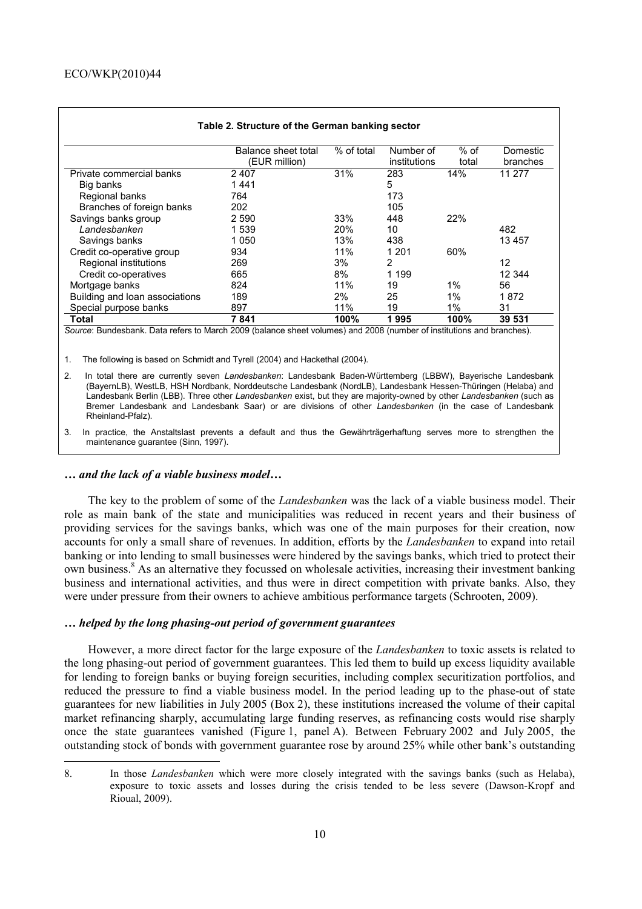**Table 2. Structure of the German banking sector**

| | Balance sheet total (EUR million) | % of total | Number of institutions | % of total | Domestic branches |
|---|---|---|---|---|---|
| Private commercial banks | 2 407 | 31% | 283 | 14% | 11 277 |
| Big banks | 1 441 | | 5 | | |
| Regional banks | 764 | | 173 | | |
| Branches of foreign banks | 202 | | 105 | | |
| Savings banks group | 2 590 | 33% | 448 | 22% | |
| *Landesbanken* | 1 539 | 20% | 10 | | 482 |
| Savings banks | 1 050 | 13% | 438 | | 13 457 |
| Credit co-operative group | 934 | 11% | 1 201 | 60% | |
| Regional institutions | 269 | 3% | 2 | | 12 |
| Credit co-operatives | 665 | 8% | 1 199 | | 12 344 |
| Mortgage banks | 824 | 11% | 19 | 1% | 56 |
| Building and loan associations | 189 | 2% | 25 | 1% | 1 872 |
| Special purpose banks | 897 | 11% | 19 | 1% | 31 |
| **Total** | **7 841** | **100%** | **1 995** | **100%** | **39 531** |

*Source*: Bundesbank. Data refers to March 2009 (balance sheet volumes) and 2008 (number of institutions and branches).

1. The following is based on Schmidt and Tyrell (2004) and Hackethal (2004).

2. In total there are currently seven *Landesbanken*: Landesbank Baden-Württemberg (LBBW), Bayerische Landesbank (BayernLB), WestLB, HSH Nordbank, Norddeutsche Landesbank (NordLB), Landesbank Hessen-Thüringen (Helaba) and Landesbank Berlin (LBB). Three other *Landesbanken* exist, but they are majority-owned by other *Landesbanken* (such as Bremer Landesbank and Landesbank Saar) or are divisions of other *Landesbanken* (in the case of Landesbank Rheinland-Pfalz).

3. In practice, the Anstaltslast prevents a default and thus the Gewährträgerhaftung serves more to strengthen the maintenance guarantee (Sinn, 1997).

### *… and the lack of a viable business model…*

The key to the problem of some of the *Landesbanken* was the lack of a viable business model. Their role as main bank of the state and municipalities was reduced in recent years and their business of providing services for the savings banks, which was one of the main purposes for their creation, now accounts for only a small share of revenues. In addition, efforts by the *Landesbanken* to expand into retail banking or into lending to small businesses were hindered by the savings banks, which tried to protect their own business.[8] As an alternative they focussed on wholesale activities, increasing their investment banking business and international activities, and thus were in direct competition with private banks. Also, they were under pressure from their owners to achieve ambitious performance targets (Schrooten, 2009).

### *… helped by the long phasing-out period of government guarantees*

However, a more direct factor for the large exposure of the *Landesbanken* to toxic assets is related to the long phasing-out period of government guarantees. This led them to build up excess liquidity available for lending to foreign banks or buying foreign securities, including complex securitization portfolios, and reduced the pressure to find a viable business model. In the period leading up to the phase-out of state guarantees for new liabilities in July 2005 (Box 2), these institutions increased the volume of their capital market refinancing sharply, accumulating large funding reserves, as refinancing costs would rise sharply once the state guarantees vanished (Figure 1, panel A). Between February 2002 and July 2005, the outstanding stock of bonds with government guarantee rose by around 25% while other bank's outstanding

8. In those *Landesbanken* which were more closely integrated with the savings banks (such as Helaba), exposure to toxic assets and losses during the crisis tended to be less severe (Dawson-Kropf and Rioual, 2009).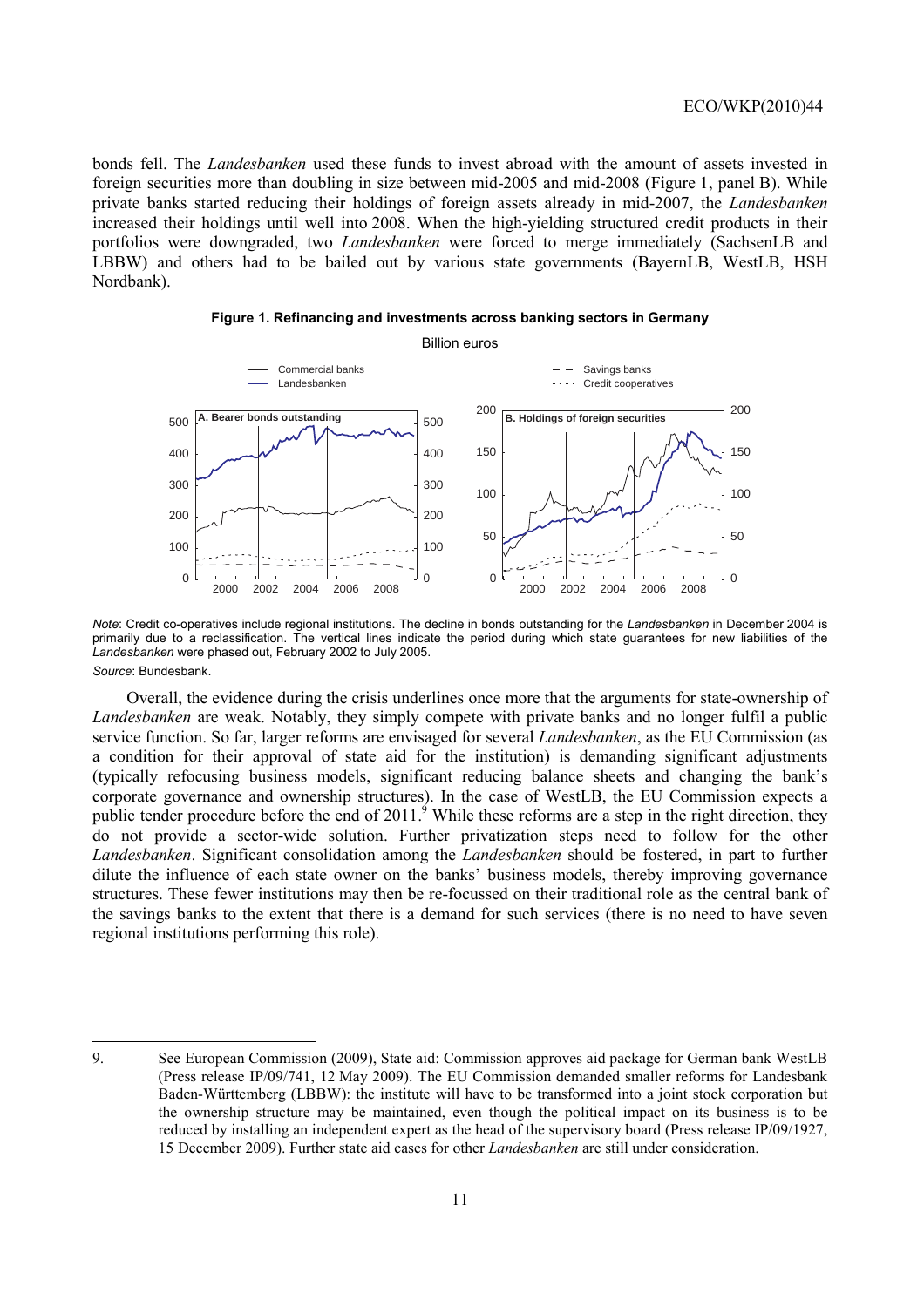bonds fell. The *Landesbanken* used these funds to invest abroad with the amount of assets invested in foreign securities more than doubling in size between mid-2005 and mid-2008 (Figure 1, panel B). While private banks started reducing their holdings of foreign assets already in mid-2007, the *Landesbanken* increased their holdings until well into 2008. When the high-yielding structured credit products in their portfolios were downgraded, two *Landesbanken* were forced to merge immediately (SachsenLB and LBBW) and others had to be bailed out by various state governments (BayernLB, WestLB, HSH Nordbank).

**Figure 1. Refinancing and investments across banking sectors in Germany**

Billion euros

Commercial banks
Landesbanken
Savings banks
Credit cooperatives

A. Bearer bonds outstanding

500
400
300
200
100
0
2000 2002 2004 2006 2008

B. Holdings of foreign securities

200
150
100
50
0
2000 2002 2004 2006 2008

*Note*: Credit co-operatives include regional institutions. The decline in bonds outstanding for the *Landesbanken* in December 2004 is primarily due to a reclassification. The vertical lines indicate the period during which state guarantees for new liabilities of the *Landesbanken* were phased out, February 2002 to July 2005.

*Source*: Bundesbank.

Overall, the evidence during the crisis underlines once more that the arguments for state-ownership of *Landesbanken* are weak. Notably, they simply compete with private banks and no longer fulfil a public service function. So far, larger reforms are envisaged for several *Landesbanken*, as the EU Commission (as a condition for their approval of state aid for the institution) is demanding significant adjustments (typically refocusing business models, significant reducing balance sheets and changing the bank's corporate governance and ownership structures). In the case of WestLB, the EU Commission expects a public tender procedure before the end of 2011.[9] While these reforms are a step in the right direction, they do not provide a sector-wide solution. Further privatization steps need to follow for the other *Landesbanken*. Significant consolidation among the *Landesbanken* should be fostered, in part to further dilute the influence of each state owner on the banks' business models, thereby improving governance structures. These fewer institutions may then be re-focussed on their traditional role as the central bank of the savings banks to the extent that there is a demand for such services (there is no need to have seven regional institutions performing this role).

9. See European Commission (2009), State aid: Commission approves aid package for German bank WestLB (Press release IP/09/741, 12 May 2009). The EU Commission demanded smaller reforms for Landesbank Baden-Württemberg (LBBW): the institute will have to be transformed into a joint stock corporation but the ownership structure may be maintained, even though the political impact on its business is to be reduced by installing an independent expert as the head of the supervisory board (Press release IP/09/1927, 15 December 2009). Further state aid cases for other *Landesbanken* are still under consideration.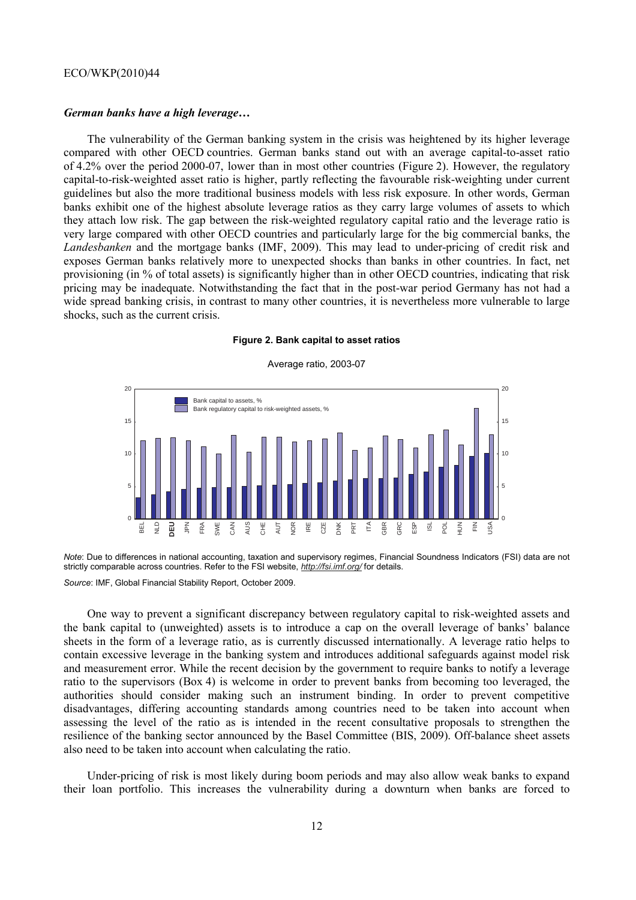### *German banks have a high leverage…*

The vulnerability of the German banking system in the crisis was heightened by its higher leverage compared with other OECD countries. German banks stand out with an average capital-to-asset ratio of 4.2% over the period 2000-07, lower than in most other countries (Figure 2). However, the regulatory capital-to-risk-weighted asset ratio is higher, partly reflecting the favourable risk-weighting under current guidelines but also the more traditional business models with less risk exposure. In other words, German banks exhibit one of the highest absolute leverage ratios as they carry large volumes of assets to which they attach low risk. The gap between the risk-weighted regulatory capital ratio and the leverage ratio is very large compared with other OECD countries and particularly large for the big commercial banks, the *Landesbanken* and the mortgage banks (IMF, 2009). This may lead to under-pricing of credit risk and exposes German banks relatively more to unexpected shocks than banks in other countries. In fact, net provisioning (in % of total assets) is significantly higher than in other OECD countries, indicating that risk pricing may be inadequate. Notwithstanding the fact that in the post-war period Germany has not had a wide spread banking crisis, in contrast to many other countries, it is nevertheless more vulnerable to large shocks, such as the current crisis.

**Figure 2. Bank capital to asset ratios**

Average ratio, 2003-07

*Note*: Due to differences in national accounting, taxation and supervisory regimes, Financial Soundness Indicators (FSI) data are not strictly comparable across countries. Refer to the FSI website, *http://fsi.imf.org/* for details.

*Source*: IMF, Global Financial Stability Report, October 2009.

One way to prevent a significant discrepancy between regulatory capital to risk-weighted assets and the bank capital to (unweighted) assets is to introduce a cap on the overall leverage of banks' balance sheets in the form of a leverage ratio, as is currently discussed internationally. A leverage ratio helps to contain excessive leverage in the banking system and introduces additional safeguards against model risk and measurement error. While the recent decision by the government to require banks to notify a leverage ratio to the supervisors (Box 4) is welcome in order to prevent banks from becoming too leveraged, the authorities should consider making such an instrument binding. In order to prevent competitive disadvantages, differing accounting standards among countries need to be taken into account when assessing the level of the ratio as is intended in the recent consultative proposals to strengthen the resilience of the banking sector announced by the Basel Committee (BIS, 2009). Off-balance sheet assets also need to be taken into account when calculating the ratio.

Under-pricing of risk is most likely during boom periods and may also allow weak banks to expand their loan portfolio. This increases the vulnerability during a downturn when banks are forced to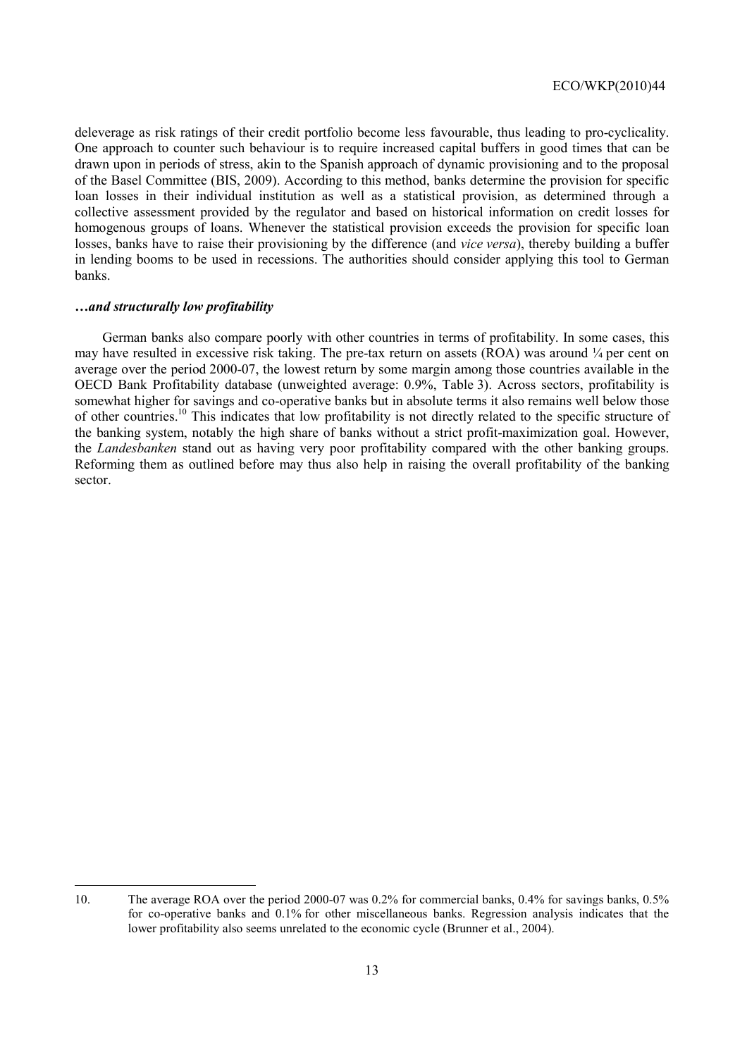deleverage as risk ratings of their credit portfolio become less favourable, thus leading to pro-cyclicality. One approach to counter such behaviour is to require increased capital buffers in good times that can be drawn upon in periods of stress, akin to the Spanish approach of dynamic provisioning and to the proposal of the Basel Committee (BIS, 2009). According to this method, banks determine the provision for specific loan losses in their individual institution as well as a statistical provision, as determined through a collective assessment provided by the regulator and based on historical information on credit losses for homogenous groups of loans. Whenever the statistical provision exceeds the provision for specific loan losses, banks have to raise their provisioning by the difference (and *vice versa*), thereby building a buffer in lending booms to be used in recessions. The authorities should consider applying this tool to German banks.

### ***…and structurally low profitability***

German banks also compare poorly with other countries in terms of profitability. In some cases, this may have resulted in excessive risk taking. The pre-tax return on assets (ROA) was around ¼ per cent on average over the period 2000-07, the lowest return by some margin among those countries available in the OECD Bank Profitability database (unweighted average: 0.9%, Table 3). Across sectors, profitability is somewhat higher for savings and co-operative banks but in absolute terms it also remains well below those of other countries.[10] This indicates that low profitability is not directly related to the specific structure of the banking system, notably the high share of banks without a strict profit-maximization goal. However, the *Landesbanken* stand out as having very poor profitability compared with the other banking groups. Reforming them as outlined before may thus also help in raising the overall profitability of the banking sector.

---

10. The average ROA over the period 2000-07 was 0.2% for commercial banks, 0.4% for savings banks, 0.5% for co-operative banks and 0.1% for other miscellaneous banks. Regression analysis indicates that the lower profitability also seems unrelated to the economic cycle (Brunner et al., 2004).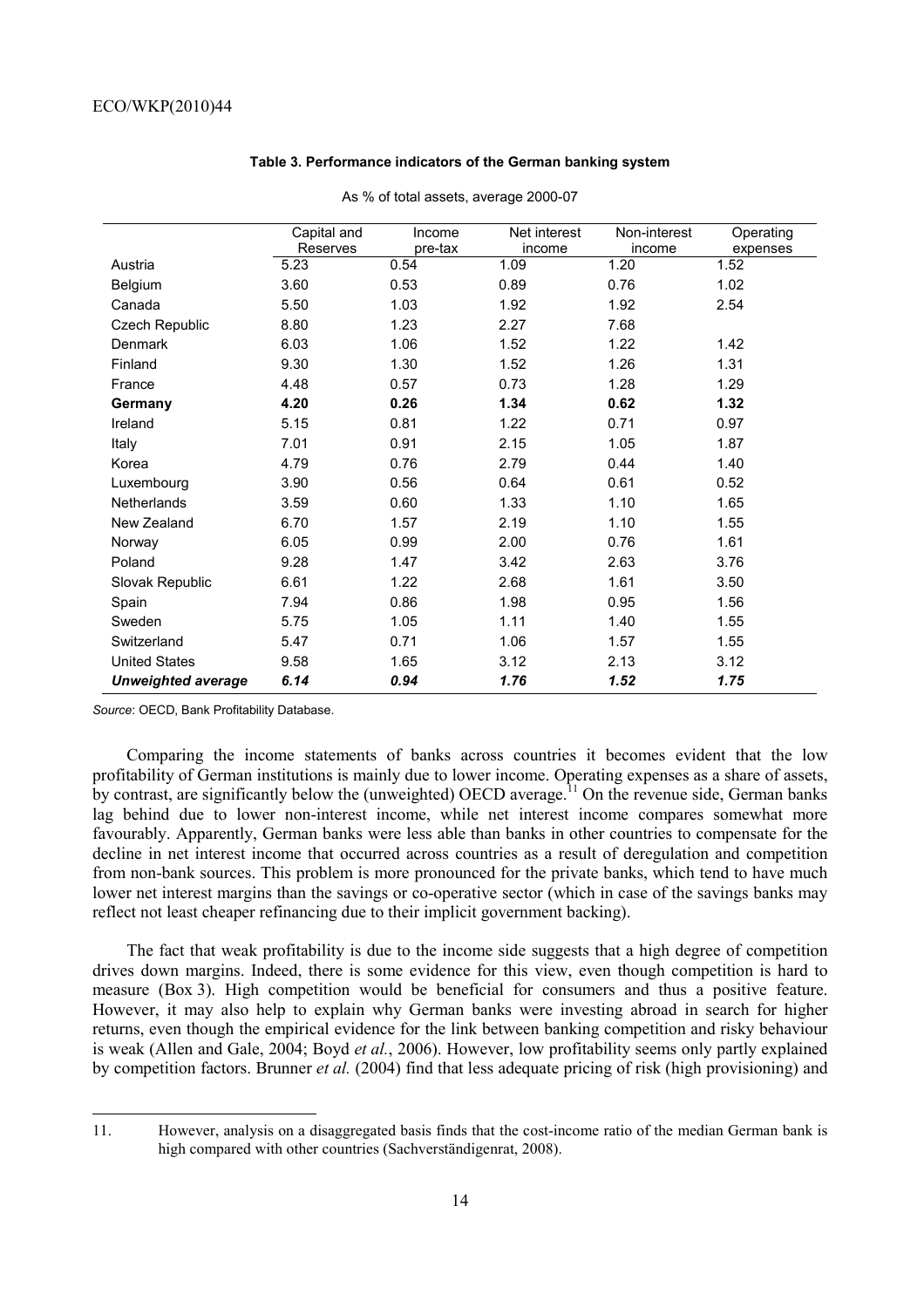**Table 3. Performance indicators of the German banking system**

As % of total assets, average 2000-07

| | Capital and Reserves | Income pre-tax | Net interest income | Non-interest income | Operating expenses |
|---|---|---|---|---|---|
| Austria | 5.23 | 0.54 | 1.09 | 1.20 | 1.52 |
| Belgium | 3.60 | 0.53 | 0.89 | 0.76 | 1.02 |
| Canada | 5.50 | 1.03 | 1.92 | 1.92 | 2.54 |
| Czech Republic | 8.80 | 1.23 | 2.27 | 7.68 | |
| Denmark | 6.03 | 1.06 | 1.52 | 1.22 | 1.42 |
| Finland | 9.30 | 1.30 | 1.52 | 1.26 | 1.31 |
| France | 4.48 | 0.57 | 0.73 | 1.28 | 1.29 |
| **Germany** | **4.20** | **0.26** | **1.34** | **0.62** | **1.32** |
| Ireland | 5.15 | 0.81 | 1.22 | 0.71 | 0.97 |
| Italy | 7.01 | 0.91 | 2.15 | 1.05 | 1.87 |
| Korea | 4.79 | 0.76 | 2.79 | 0.44 | 1.40 |
| Luxembourg | 3.90 | 0.56 | 0.64 | 0.61 | 0.52 |
| Netherlands | 3.59 | 0.60 | 1.33 | 1.10 | 1.65 |
| New Zealand | 6.70 | 1.57 | 2.19 | 1.10 | 1.55 |
| Norway | 6.05 | 0.99 | 2.00 | 0.76 | 1.61 |
| Poland | 9.28 | 1.47 | 3.42 | 2.63 | 3.76 |
| Slovak Republic | 6.61 | 1.22 | 2.68 | 1.61 | 3.50 |
| Spain | 7.94 | 0.86 | 1.98 | 0.95 | 1.56 |
| Sweden | 5.75 | 1.05 | 1.11 | 1.40 | 1.55 |
| Switzerland | 5.47 | 0.71 | 1.06 | 1.57 | 1.55 |
| United States | 9.58 | 1.65 | 3.12 | 2.13 | 3.12 |
| ***Unweighted average*** | ***6.14*** | ***0.94*** | ***1.76*** | ***1.52*** | ***1.75*** |

*Source*: OECD, Bank Profitability Database.

Comparing the income statements of banks across countries it becomes evident that the low profitability of German institutions is mainly due to lower income. Operating expenses as a share of assets, by contrast, are significantly below the (unweighted) OECD average.[11] On the revenue side, German banks lag behind due to lower non-interest income, while net interest income compares somewhat more favourably. Apparently, German banks were less able than banks in other countries to compensate for the decline in net interest income that occurred across countries as a result of deregulation and competition from non-bank sources. This problem is more pronounced for the private banks, which tend to have much lower net interest margins than the savings or co-operative sector (which in case of the savings banks may reflect not least cheaper refinancing due to their implicit government backing).

The fact that weak profitability is due to the income side suggests that a high degree of competition drives down margins. Indeed, there is some evidence for this view, even though competition is hard to measure (Box 3). High competition would be beneficial for consumers and thus a positive feature. However, it may also help to explain why German banks were investing abroad in search for higher returns, even though the empirical evidence for the link between banking competition and risky behaviour is weak (Allen and Gale, 2004; Boyd *et al.*, 2006). However, low profitability seems only partly explained by competition factors. Brunner *et al.* (2004) find that less adequate pricing of risk (high provisioning) and

11. However, analysis on a disaggregated basis finds that the cost-income ratio of the median German bank is high compared with other countries (Sachverständigenrat, 2008).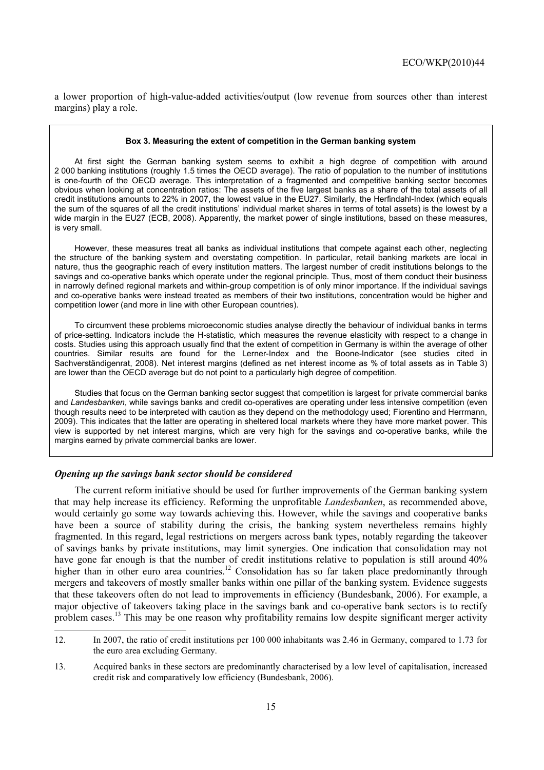a lower proportion of high-value-added activities/output (low revenue from sources other than interest margins) play a role.

**Box 3. Measuring the extent of competition in the German banking system**

At first sight the German banking system seems to exhibit a high degree of competition with around 2 000 banking institutions (roughly 1.5 times the OECD average). The ratio of population to the number of institutions is one-fourth of the OECD average. This interpretation of a fragmented and competitive banking sector becomes obvious when looking at concentration ratios: The assets of the five largest banks as a share of the total assets of all credit institutions amounts to 22% in 2007, the lowest value in the EU27. Similarly, the Herfindahl-Index (which equals the sum of the squares of all the credit institutions' individual market shares in terms of total assets) is the lowest by a wide margin in the EU27 (ECB, 2008). Apparently, the market power of single institutions, based on these measures, is very small.

However, these measures treat all banks as individual institutions that compete against each other, neglecting the structure of the banking system and overstating competition. In particular, retail banking markets are local in nature, thus the geographic reach of every institution matters. The largest number of credit institutions belongs to the savings and co-operative banks which operate under the regional principle. Thus, most of them conduct their business in narrowly defined regional markets and within-group competition is of only minor importance. If the individual savings and co-operative banks were instead treated as members of their two institutions, concentration would be higher and competition lower (and more in line with other European countries).

To circumvent these problems microeconomic studies analyse directly the behaviour of individual banks in terms of price-setting. Indicators include the H-statistic, which measures the revenue elasticity with respect to a change in costs. Studies using this approach usually find that the extent of competition in Germany is within the average of other countries. Similar results are found for the Lerner-Index and the Boone-Indicator (see studies cited in Sachverständigenrat, 2008). Net interest margins (defined as net interest income as % of total assets as in Table 3) are lower than the OECD average but do not point to a particularly high degree of competition.

Studies that focus on the German banking sector suggest that competition is largest for private commercial banks and *Landesbanken*, while savings banks and credit co-operatives are operating under less intensive competition (even though results need to be interpreted with caution as they depend on the methodology used; Fiorentino and Herrmann, 2009). This indicates that the latter are operating in sheltered local markets where they have more market power. This view is supported by net interest margins, which are very high for the savings and co-operative banks, while the margins earned by private commercial banks are lower.

### *Opening up the savings bank sector should be considered*

The current reform initiative should be used for further improvements of the German banking system that may help increase its efficiency. Reforming the unprofitable *Landesbanken*, as recommended above, would certainly go some way towards achieving this. However, while the savings and cooperative banks have been a source of stability during the crisis, the banking system nevertheless remains highly fragmented. In this regard, legal restrictions on mergers across bank types, notably regarding the takeover of savings banks by private institutions, may limit synergies. One indication that consolidation may not have gone far enough is that the number of credit institutions relative to population is still around 40% higher than in other euro area countries.[12] Consolidation has so far taken place predominantly through mergers and takeovers of mostly smaller banks within one pillar of the banking system. Evidence suggests that these takeovers often do not lead to improvements in efficiency (Bundesbank, 2006). For example, a major objective of takeovers taking place in the savings bank and co-operative bank sectors is to rectify problem cases.[13] This may be one reason why profitability remains low despite significant merger activity

12. In 2007, the ratio of credit institutions per 100 000 inhabitants was 2.46 in Germany, compared to 1.73 for the euro area excluding Germany.

13. Acquired banks in these sectors are predominantly characterised by a low level of capitalisation, increased credit risk and comparatively low efficiency (Bundesbank, 2006).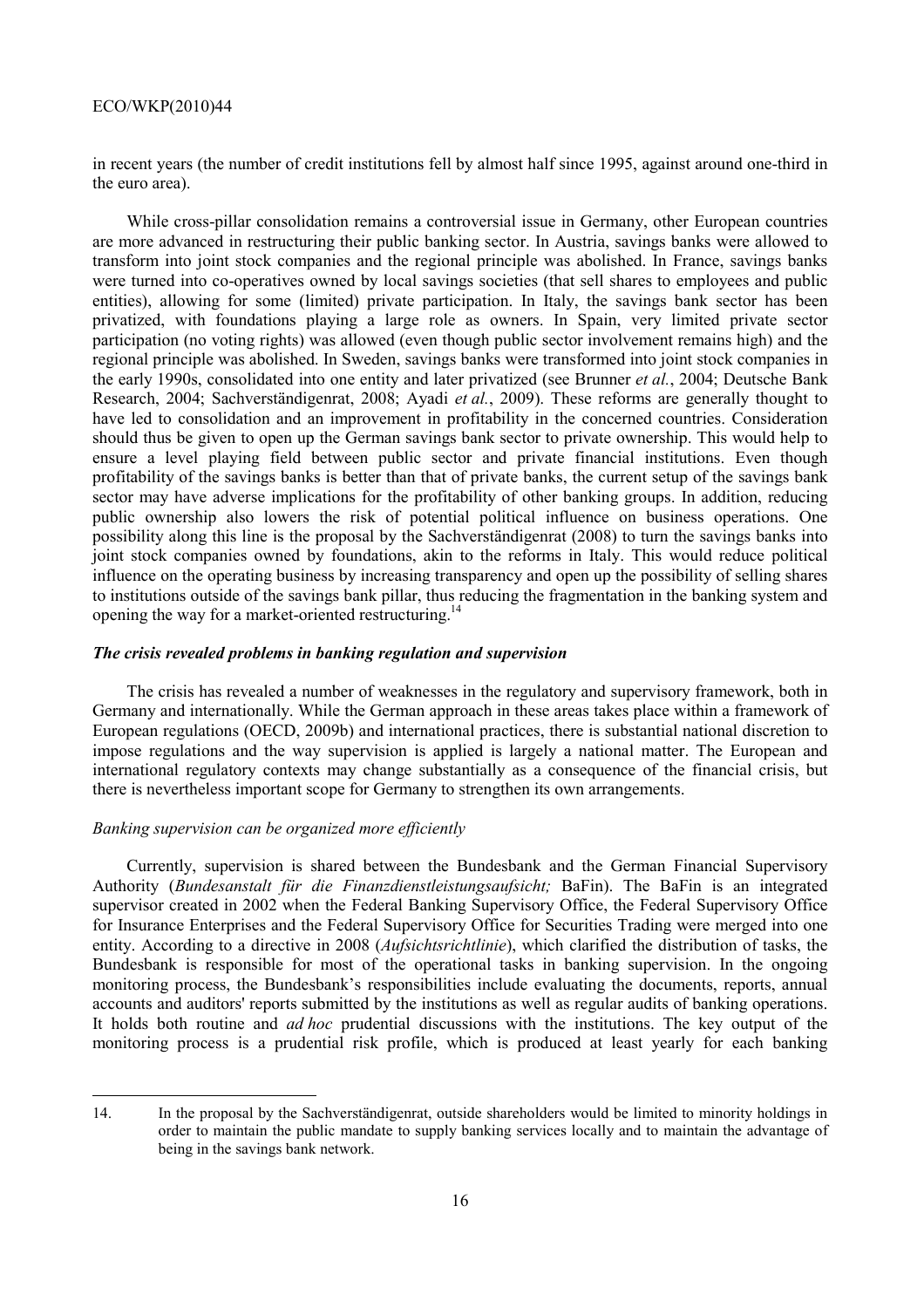in recent years (the number of credit institutions fell by almost half since 1995, against around one-third in the euro area).

While cross-pillar consolidation remains a controversial issue in Germany, other European countries are more advanced in restructuring their public banking sector. In Austria, savings banks were allowed to transform into joint stock companies and the regional principle was abolished. In France, savings banks were turned into co-operatives owned by local savings societies (that sell shares to employees and public entities), allowing for some (limited) private participation. In Italy, the savings bank sector has been privatized, with foundations playing a large role as owners. In Spain, very limited private sector participation (no voting rights) was allowed (even though public sector involvement remains high) and the regional principle was abolished. In Sweden, savings banks were transformed into joint stock companies in the early 1990s, consolidated into one entity and later privatized (see Brunner *et al.*, 2004; Deutsche Bank Research, 2004; Sachverständigenrat, 2008; Ayadi *et al.*, 2009). These reforms are generally thought to have led to consolidation and an improvement in profitability in the concerned countries. Consideration should thus be given to open up the German savings bank sector to private ownership. This would help to ensure a level playing field between public sector and private financial institutions. Even though profitability of the savings banks is better than that of private banks, the current setup of the savings bank sector may have adverse implications for the profitability of other banking groups. In addition, reducing public ownership also lowers the risk of potential political influence on business operations. One possibility along this line is the proposal by the Sachverständigenrat (2008) to turn the savings banks into joint stock companies owned by foundations, akin to the reforms in Italy. This would reduce political influence on the operating business by increasing transparency and open up the possibility of selling shares to institutions outside of the savings bank pillar, thus reducing the fragmentation in the banking system and opening the way for a market-oriented restructuring.[14]

### *The crisis revealed problems in banking regulation and supervision*

The crisis has revealed a number of weaknesses in the regulatory and supervisory framework, both in Germany and internationally. While the German approach in these areas takes place within a framework of European regulations (OECD, 2009b) and international practices, there is substantial national discretion to impose regulations and the way supervision is applied is largely a national matter. The European and international regulatory contexts may change substantially as a consequence of the financial crisis, but there is nevertheless important scope for Germany to strengthen its own arrangements.

#### *Banking supervision can be organized more efficiently*

Currently, supervision is shared between the Bundesbank and the German Financial Supervisory Authority (*Bundesanstalt für die Finanzdienstleistungsaufsicht;* BaFin). The BaFin is an integrated supervisor created in 2002 when the Federal Banking Supervisory Office, the Federal Supervisory Office for Insurance Enterprises and the Federal Supervisory Office for Securities Trading were merged into one entity. According to a directive in 2008 (*Aufsichtsrichtlinie*), which clarified the distribution of tasks, the Bundesbank is responsible for most of the operational tasks in banking supervision. In the ongoing monitoring process, the Bundesbank's responsibilities include evaluating the documents, reports, annual accounts and auditors' reports submitted by the institutions as well as regular audits of banking operations. It holds both routine and *ad hoc* prudential discussions with the institutions. The key output of the monitoring process is a prudential risk profile, which is produced at least yearly for each banking

14. In the proposal by the Sachverständigenrat, outside shareholders would be limited to minority holdings in order to maintain the public mandate to supply banking services locally and to maintain the advantage of being in the savings bank network.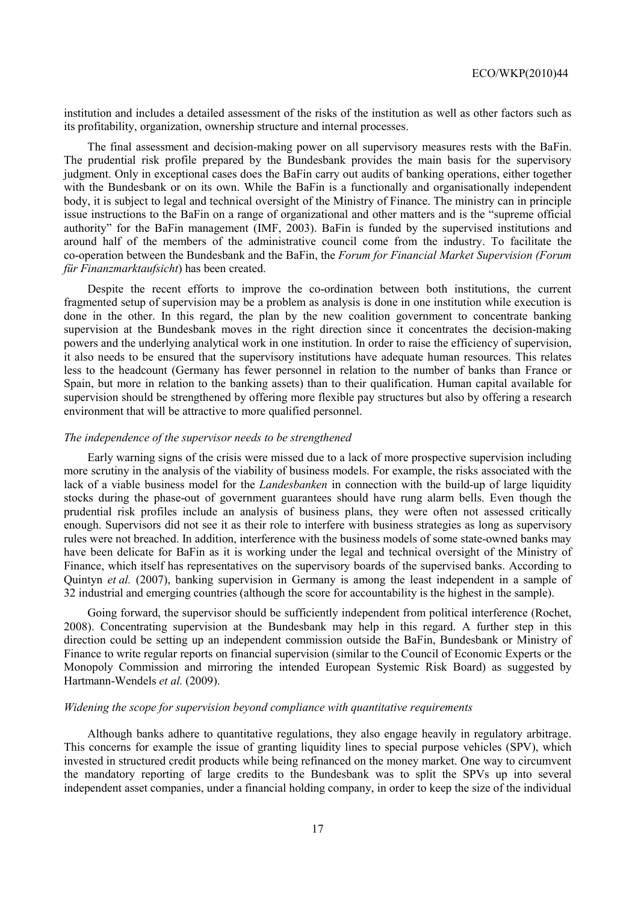institution and includes a detailed assessment of the risks of the institution as well as other factors such as its profitability, organization, ownership structure and internal processes.

The final assessment and decision-making power on all supervisory measures rests with the BaFin. The prudential risk profile prepared by the Bundesbank provides the main basis for the supervisory judgment. Only in exceptional cases does the BaFin carry out audits of banking operations, either together with the Bundesbank or on its own. While the BaFin is a functionally and organisationally independent body, it is subject to legal and technical oversight of the Ministry of Finance. The ministry can in principle issue instructions to the BaFin on a range of organizational and other matters and is the "supreme official authority" for the BaFin management (IMF, 2003). BaFin is funded by the supervised institutions and around half of the members of the administrative council come from the industry. To facilitate the co-operation between the Bundesbank and the BaFin, the *Forum for Financial Market Supervision (Forum für Finanzmarktaufsicht*) has been created.

Despite the recent efforts to improve the co-ordination between both institutions, the current fragmented setup of supervision may be a problem as analysis is done in one institution while execution is done in the other. In this regard, the plan by the new coalition government to concentrate banking supervision at the Bundesbank moves in the right direction since it concentrates the decision-making powers and the underlying analytical work in one institution. In order to raise the efficiency of supervision, it also needs to be ensured that the supervisory institutions have adequate human resources. This relates less to the headcount (Germany has fewer personnel in relation to the number of banks than France or Spain, but more in relation to the banking assets) than to their qualification. Human capital available for supervision should be strengthened by offering more flexible pay structures but also by offering a research environment that will be attractive to more qualified personnel.

*The independence of the supervisor needs to be strengthened*

Early warning signs of the crisis were missed due to a lack of more prospective supervision including more scrutiny in the analysis of the viability of business models. For example, the risks associated with the lack of a viable business model for the *Landesbanken* in connection with the build-up of large liquidity stocks during the phase-out of government guarantees should have rung alarm bells. Even though the prudential risk profiles include an analysis of business plans, they were often not assessed critically enough. Supervisors did not see it as their role to interfere with business strategies as long as supervisory rules were not breached. In addition, interference with the business models of some state-owned banks may have been delicate for BaFin as it is working under the legal and technical oversight of the Ministry of Finance, which itself has representatives on the supervisory boards of the supervised banks. According to Quintyn *et al.* (2007), banking supervision in Germany is among the least independent in a sample of 32 industrial and emerging countries (although the score for accountability is the highest in the sample).

Going forward, the supervisor should be sufficiently independent from political interference (Rochet, 2008). Concentrating supervision at the Bundesbank may help in this regard. A further step in this direction could be setting up an independent commission outside the BaFin, Bundesbank or Ministry of Finance to write regular reports on financial supervision (similar to the Council of Economic Experts or the Monopoly Commission and mirroring the intended European Systemic Risk Board) as suggested by Hartmann-Wendels *et al.* (2009).

*Widening the scope for supervision beyond compliance with quantitative requirements*

Although banks adhere to quantitative regulations, they also engage heavily in regulatory arbitrage. This concerns for example the issue of granting liquidity lines to special purpose vehicles (SPV), which invested in structured credit products while being refinanced on the money market. One way to circumvent the mandatory reporting of large credits to the Bundesbank was to split the SPVs up into several independent asset companies, under a financial holding company, in order to keep the size of the individual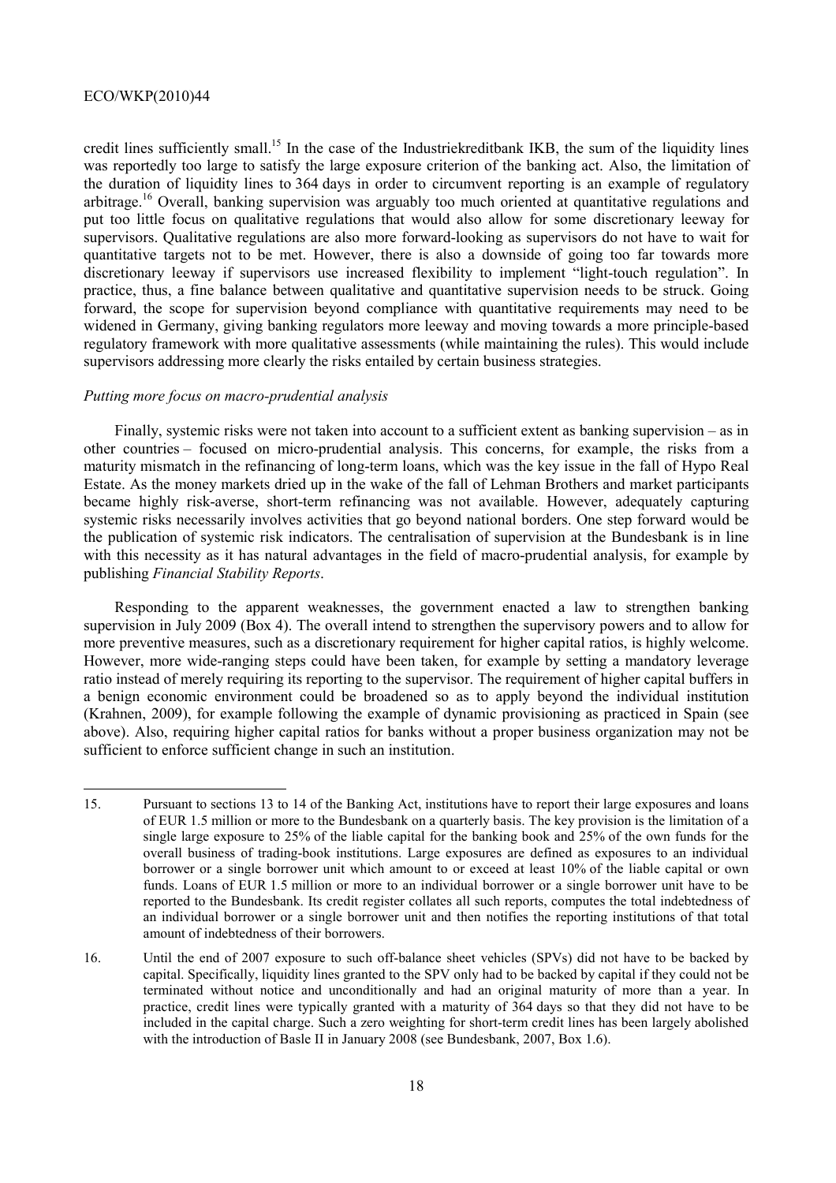credit lines sufficiently small.[15] In the case of the Industriekreditbank IKB, the sum of the liquidity lines was reportedly too large to satisfy the large exposure criterion of the banking act. Also, the limitation of the duration of liquidity lines to 364 days in order to circumvent reporting is an example of regulatory arbitrage.[16] Overall, banking supervision was arguably too much oriented at quantitative regulations and put too little focus on qualitative regulations that would also allow for some discretionary leeway for supervisors. Qualitative regulations are also more forward-looking as supervisors do not have to wait for quantitative targets not to be met. However, there is also a downside of going too far towards more discretionary leeway if supervisors use increased flexibility to implement "light-touch regulation". In practice, thus, a fine balance between qualitative and quantitative supervision needs to be struck. Going forward, the scope for supervision beyond compliance with quantitative requirements may need to be widened in Germany, giving banking regulators more leeway and moving towards a more principle-based regulatory framework with more qualitative assessments (while maintaining the rules). This would include supervisors addressing more clearly the risks entailed by certain business strategies.

*Putting more focus on macro-prudential analysis*

Finally, systemic risks were not taken into account to a sufficient extent as banking supervision – as in other countries – focused on micro-prudential analysis. This concerns, for example, the risks from a maturity mismatch in the refinancing of long-term loans, which was the key issue in the fall of Hypo Real Estate. As the money markets dried up in the wake of the fall of Lehman Brothers and market participants became highly risk-averse, short-term refinancing was not available. However, adequately capturing systemic risks necessarily involves activities that go beyond national borders. One step forward would be the publication of systemic risk indicators. The centralisation of supervision at the Bundesbank is in line with this necessity as it has natural advantages in the field of macro-prudential analysis, for example by publishing *Financial Stability Reports*.

Responding to the apparent weaknesses, the government enacted a law to strengthen banking supervision in July 2009 (Box 4). The overall intend to strengthen the supervisory powers and to allow for more preventive measures, such as a discretionary requirement for higher capital ratios, is highly welcome. However, more wide-ranging steps could have been taken, for example by setting a mandatory leverage ratio instead of merely requiring its reporting to the supervisor. The requirement of higher capital buffers in a benign economic environment could be broadened so as to apply beyond the individual institution (Krahnen, 2009), for example following the example of dynamic provisioning as practiced in Spain (see above). Also, requiring higher capital ratios for banks without a proper business organization may not be sufficient to enforce sufficient change in such an institution.

15. Pursuant to sections 13 to 14 of the Banking Act, institutions have to report their large exposures and loans of EUR 1.5 million or more to the Bundesbank on a quarterly basis. The key provision is the limitation of a single large exposure to 25% of the liable capital for the banking book and 25% of the own funds for the overall business of trading-book institutions. Large exposures are defined as exposures to an individual borrower or a single borrower unit which amount to or exceed at least 10% of the liable capital or own funds. Loans of EUR 1.5 million or more to an individual borrower or a single borrower unit have to be reported to the Bundesbank. Its credit register collates all such reports, computes the total indebtedness of an individual borrower or a single borrower unit and then notifies the reporting institutions of that total amount of indebtedness of their borrowers.

16. Until the end of 2007 exposure to such off-balance sheet vehicles (SPVs) did not have to be backed by capital. Specifically, liquidity lines granted to the SPV only had to be backed by capital if they could not be terminated without notice and unconditionally and had an original maturity of more than a year. In practice, credit lines were typically granted with a maturity of 364 days so that they did not have to be included in the capital charge. Such a zero weighting for short-term credit lines has been largely abolished with the introduction of Basle II in January 2008 (see Bundesbank, 2007, Box 1.6).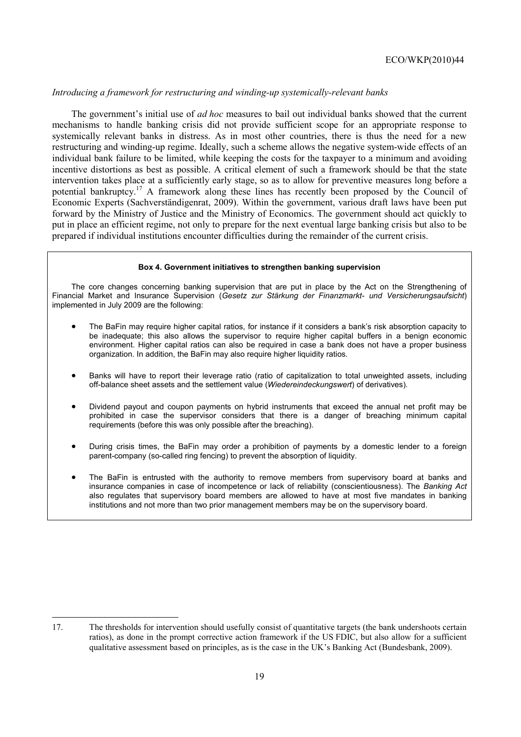*Introducing a framework for restructuring and winding-up systemically-relevant banks*

The government's initial use of *ad hoc* measures to bail out individual banks showed that the current mechanisms to handle banking crisis did not provide sufficient scope for an appropriate response to systemically relevant banks in distress. As in most other countries, there is thus the need for a new restructuring and winding-up regime. Ideally, such a scheme allows the negative system-wide effects of an individual bank failure to be limited, while keeping the costs for the taxpayer to a minimum and avoiding incentive distortions as best as possible. A critical element of such a framework should be that the state intervention takes place at a sufficiently early stage, so as to allow for preventive measures long before a potential bankruptcy.[17] A framework along these lines has recently been proposed by the Council of Economic Experts (Sachverständigenrat, 2009). Within the government, various draft laws have been put forward by the Ministry of Justice and the Ministry of Economics. The government should act quickly to put in place an efficient regime, not only to prepare for the next eventual large banking crisis but also to be prepared if individual institutions encounter difficulties during the remainder of the current crisis.

**Box 4. Government initiatives to strengthen banking supervision**

The core changes concerning banking supervision that are put in place by the Act on the Strengthening of Financial Market and Insurance Supervision (*Gesetz zur Stärkung der Finanzmarkt- und Versicherungsaufsicht*) implemented in July 2009 are the following:

- The BaFin may require higher capital ratios, for instance if it considers a bank's risk absorption capacity to be inadequate; this also allows the supervisor to require higher capital buffers in a benign economic environment. Higher capital ratios can also be required in case a bank does not have a proper business organization. In addition, the BaFin may also require higher liquidity ratios.
- Banks will have to report their leverage ratio (ratio of capitalization to total unweighted assets, including off-balance sheet assets and the settlement value (*Wiedereindeckungswert*) of derivatives).
- Dividend payout and coupon payments on hybrid instruments that exceed the annual net profit may be prohibited in case the supervisor considers that there is a danger of breaching minimum capital requirements (before this was only possible after the breaching).
- During crisis times, the BaFin may order a prohibition of payments by a domestic lender to a foreign parent-company (so-called ring fencing) to prevent the absorption of liquidity.
- The BaFin is entrusted with the authority to remove members from supervisory board at banks and insurance companies in case of incompetence or lack of reliability (conscientiousness). The *Banking Act* also regulates that supervisory board members are allowed to have at most five mandates in banking institutions and not more than two prior management members may be on the supervisory board.

17. The thresholds for intervention should usefully consist of quantitative targets (the bank undershoots certain ratios), as done in the prompt corrective action framework if the US FDIC, but also allow for a sufficient qualitative assessment based on principles, as is the case in the UK's Banking Act (Bundesbank, 2009).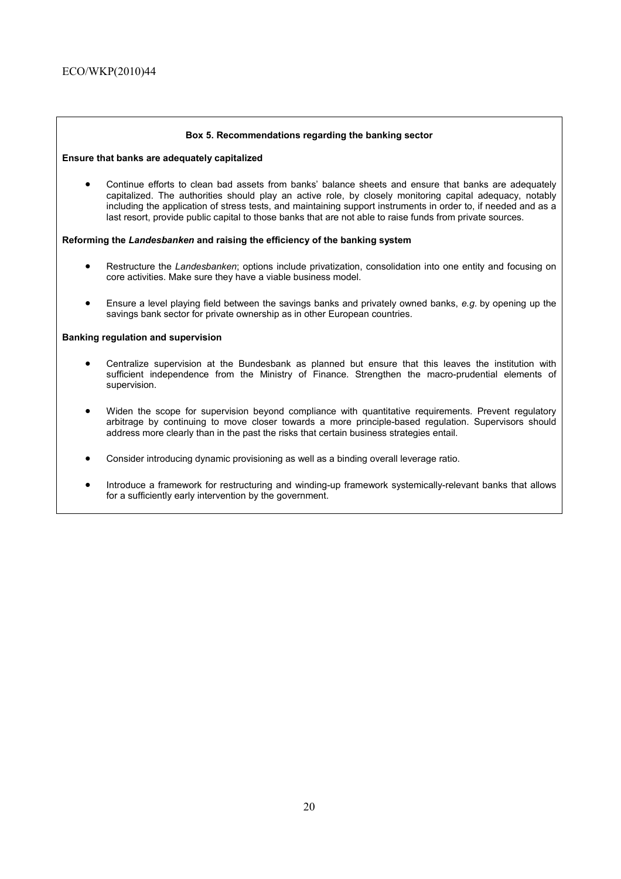**Box 5. Recommendations regarding the banking sector**

**Ensure that banks are adequately capitalized**

- Continue efforts to clean bad assets from banks' balance sheets and ensure that banks are adequately capitalized. The authorities should play an active role, by closely monitoring capital adequacy, notably including the application of stress tests, and maintaining support instruments in order to, if needed and as a last resort, provide public capital to those banks that are not able to raise funds from private sources.

**Reforming the *Landesbanken* and raising the efficiency of the banking system**

- Restructure the *Landesbanken*; options include privatization, consolidation into one entity and focusing on core activities. Make sure they have a viable business model.

- Ensure a level playing field between the savings banks and privately owned banks, *e.g.* by opening up the savings bank sector for private ownership as in other European countries.

**Banking regulation and supervision**

- Centralize supervision at the Bundesbank as planned but ensure that this leaves the institution with sufficient independence from the Ministry of Finance. Strengthen the macro-prudential elements of supervision.

- Widen the scope for supervision beyond compliance with quantitative requirements. Prevent regulatory arbitrage by continuing to move closer towards a more principle-based regulation. Supervisors should address more clearly than in the past the risks that certain business strategies entail.

- Consider introducing dynamic provisioning as well as a binding overall leverage ratio.

- Introduce a framework for restructuring and winding-up framework systemically-relevant banks that allows for a sufficiently early intervention by the government.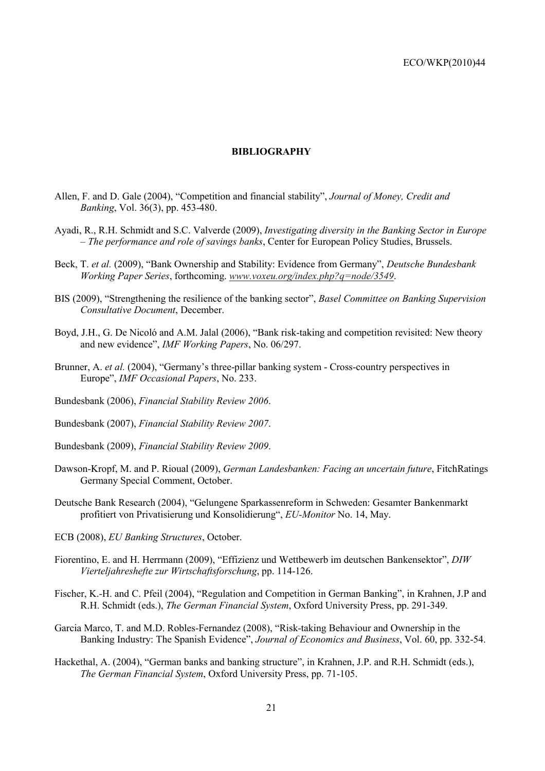## BIBLIOGRAPHY

Allen, F. and D. Gale (2004), "Competition and financial stability", *Journal of Money, Credit and Banking*, Vol. 36(3), pp. 453-480.

Ayadi, R., R.H. Schmidt and S.C. Valverde (2009), *Investigating diversity in the Banking Sector in Europe – The performance and role of savings banks*, Center for European Policy Studies, Brussels.

Beck, T. *et al.* (2009), "Bank Ownership and Stability: Evidence from Germany", *Deutsche Bundesbank Working Paper Series*, forthcoming. www.voxeu.org/index.php?q=node/3549.

BIS (2009), "Strengthening the resilience of the banking sector", *Basel Committee on Banking Supervision Consultative Document*, December.

Boyd, J.H., G. De Nicoló and A.M. Jalal (2006), "Bank risk-taking and competition revisited: New theory and new evidence", *IMF Working Papers*, No. 06/297.

Brunner, A. *et al.* (2004), "Germany's three-pillar banking system - Cross-country perspectives in Europe", *IMF Occasional Papers*, No. 233.

Bundesbank (2006), *Financial Stability Review 2006*.

Bundesbank (2007), *Financial Stability Review 2007*.

Bundesbank (2009), *Financial Stability Review 2009*.

Dawson-Kropf, M. and P. Rioual (2009), *German Landesbanken: Facing an uncertain future*, FitchRatings Germany Special Comment, October.

Deutsche Bank Research (2004), "Gelungene Sparkassenreform in Schweden: Gesamter Bankenmarkt profitiert von Privatisierung und Konsolidierung", *EU-Monitor* No. 14, May.

ECB (2008), *EU Banking Structures*, October.

Fiorentino, E. and H. Herrmann (2009), "Effizienz und Wettbewerb im deutschen Bankensektor", *DIW Vierteljahreshefte zur Wirtschaftsforschung*, pp. 114-126.

Fischer, K.-H. and C. Pfeil (2004), "Regulation and Competition in German Banking", in Krahnen, J.P and R.H. Schmidt (eds.), *The German Financial System*, Oxford University Press, pp. 291-349.

Garcia Marco, T. and M.D. Robles-Fernandez (2008), "Risk-taking Behaviour and Ownership in the Banking Industry: The Spanish Evidence", *Journal of Economics and Business*, Vol. 60, pp. 332-54.

Hackethal, A. (2004), "German banks and banking structure", in Krahnen, J.P. and R.H. Schmidt (eds.), *The German Financial System*, Oxford University Press, pp. 71-105.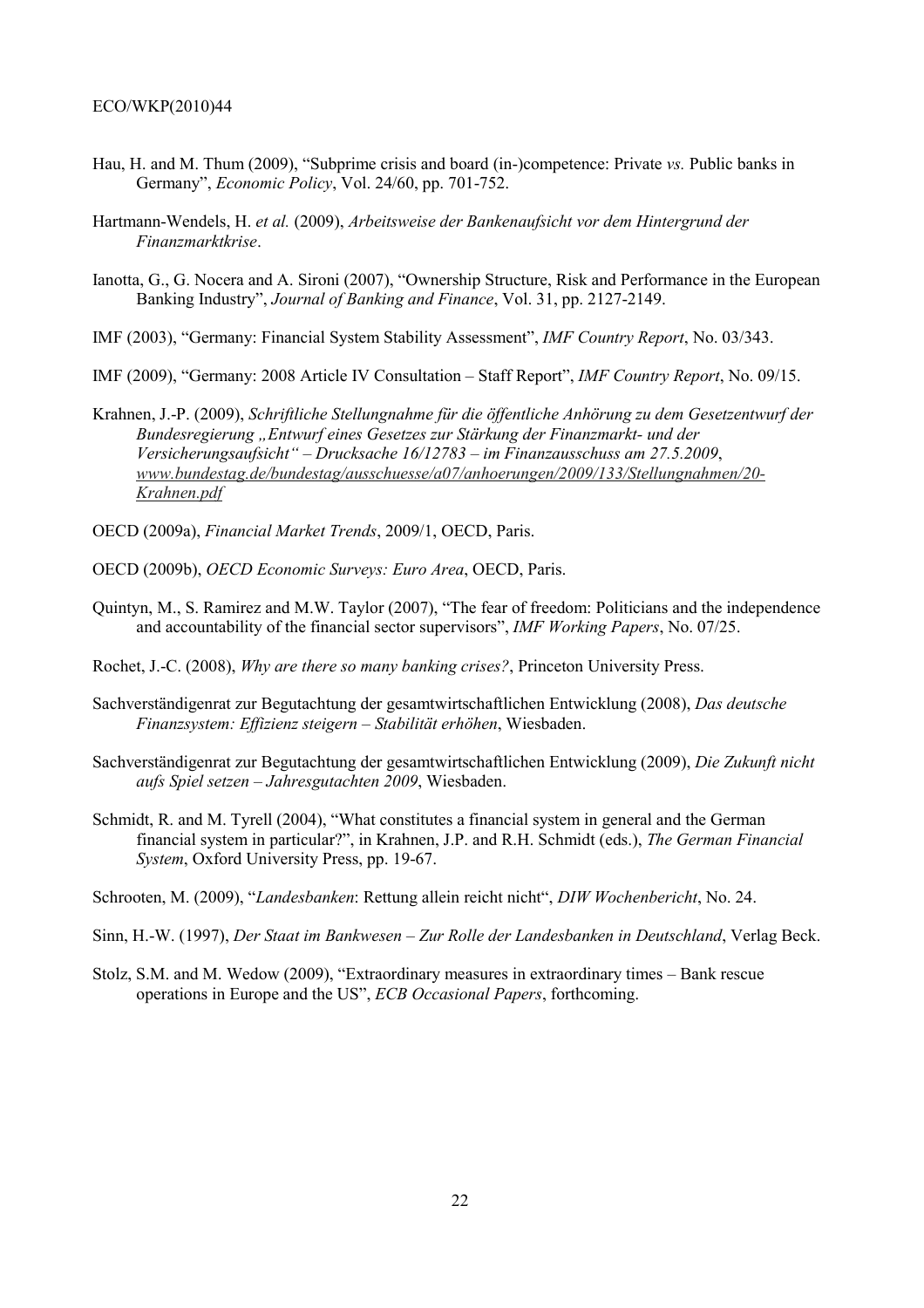Hau, H. and M. Thum (2009), "Subprime crisis and board (in-)competence: Private *vs.* Public banks in Germany", *Economic Policy*, Vol. 24/60, pp. 701-752.

Hartmann-Wendels, H. *et al.* (2009), *Arbeitsweise der Bankenaufsicht vor dem Hintergrund der Finanzmarktkrise*.

Ianotta, G., G. Nocera and A. Sironi (2007), "Ownership Structure, Risk and Performance in the European Banking Industry", *Journal of Banking and Finance*, Vol. 31, pp. 2127-2149.

IMF (2003), "Germany: Financial System Stability Assessment", *IMF Country Report*, No. 03/343.

IMF (2009), "Germany: 2008 Article IV Consultation – Staff Report", *IMF Country Report*, No. 09/15.

Krahnen, J.-P. (2009), *Schriftliche Stellungnahme für die öffentliche Anhörung zu dem Gesetzentwurf der Bundesregierung „Entwurf eines Gesetzes zur Stärkung der Finanzmarkt- und der Versicherungsaufsicht" – Drucksache 16/12783 – im Finanzausschuss am 27.5.2009*, www.bundestag.de/bundestag/ausschuesse/a07/anhoerungen/2009/133/Stellungnahmen/20-Krahnen.pdf

OECD (2009a), *Financial Market Trends*, 2009/1, OECD, Paris.

OECD (2009b), *OECD Economic Surveys: Euro Area*, OECD, Paris.

Quintyn, M., S. Ramirez and M.W. Taylor (2007), "The fear of freedom: Politicians and the independence and accountability of the financial sector supervisors", *IMF Working Papers*, No. 07/25.

Rochet, J.-C. (2008), *Why are there so many banking crises?*, Princeton University Press.

Sachverständigenrat zur Begutachtung der gesamtwirtschaftlichen Entwicklung (2008), *Das deutsche Finanzsystem: Effizienz steigern – Stabilität erhöhen*, Wiesbaden.

Sachverständigenrat zur Begutachtung der gesamtwirtschaftlichen Entwicklung (2009), *Die Zukunft nicht aufs Spiel setzen – Jahresgutachten 2009*, Wiesbaden.

Schmidt, R. and M. Tyrell (2004), "What constitutes a financial system in general and the German financial system in particular?", in Krahnen, J.P. and R.H. Schmidt (eds.), *The German Financial System*, Oxford University Press, pp. 19-67.

Schrooten, M. (2009), "*Landesbanken*: Rettung allein reicht nicht", *DIW Wochenbericht*, No. 24.

Sinn, H.-W. (1997), *Der Staat im Bankwesen – Zur Rolle der Landesbanken in Deutschland*, Verlag Beck.

Stolz, S.M. and M. Wedow (2009), "Extraordinary measures in extraordinary times – Bank rescue operations in Europe and the US", *ECB Occasional Papers*, forthcoming.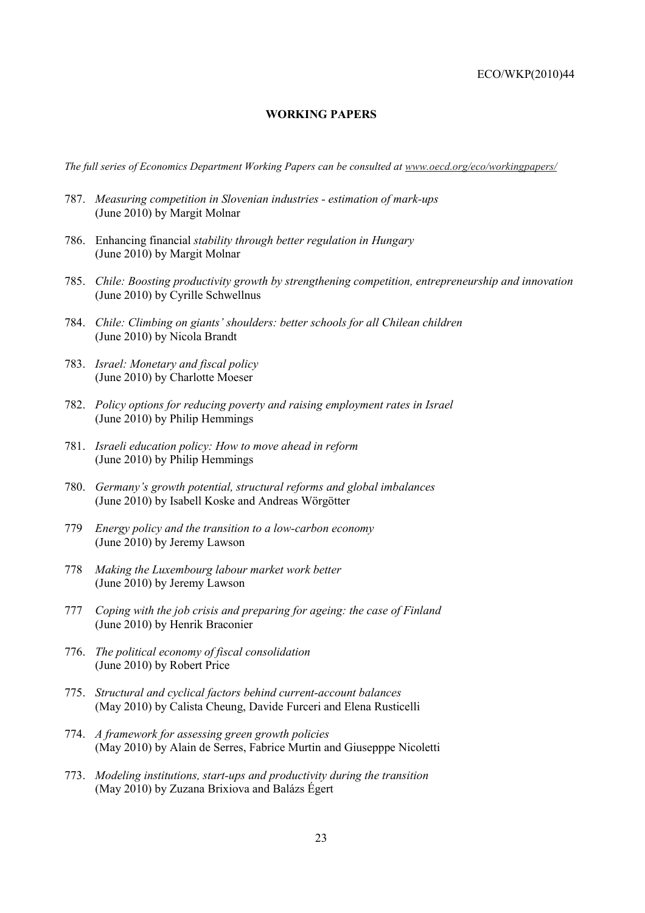**WORKING PAPERS**

*The full series of Economics Department Working Papers can be consulted at [www.oecd.org/eco/workingpapers/](www.oecd.org/eco/workingpapers/)*

787. *Measuring competition in Slovenian industries - estimation of mark-ups*
(June 2010) by Margit Molnar

786. Enhancing financial *stability through better regulation in Hungary*
(June 2010) by Margit Molnar

785. *Chile: Boosting productivity growth by strengthening competition, entrepreneurship and innovation*
(June 2010) by Cyrille Schwellnus

784. *Chile: Climbing on giants' shoulders: better schools for all Chilean children*
(June 2010) by Nicola Brandt

783. *Israel: Monetary and fiscal policy*
(June 2010) by Charlotte Moeser

782. *Policy options for reducing poverty and raising employment rates in Israel*
(June 2010) by Philip Hemmings

781. *Israeli education policy: How to move ahead in reform*
(June 2010) by Philip Hemmings

780. *Germany's growth potential, structural reforms and global imbalances*
(June 2010) by Isabell Koske and Andreas Wörgötter

779 *Energy policy and the transition to a low-carbon economy*
(June 2010) by Jeremy Lawson

778 *Making the Luxembourg labour market work better*
(June 2010) by Jeremy Lawson

777 *Coping with the job crisis and preparing for ageing: the case of Finland*
(June 2010) by Henrik Braconier

776. *The political economy of fiscal consolidation*
(June 2010) by Robert Price

775. *Structural and cyclical factors behind current-account balances*
(May 2010) by Calista Cheung, Davide Furceri and Elena Rusticelli

774. *A framework for assessing green growth policies*
(May 2010) by Alain de Serres, Fabrice Murtin and Giusepppe Nicoletti

773. *Modeling institutions, start-ups and productivity during the transition*
(May 2010) by Zuzana Brixiova and Balázs Égert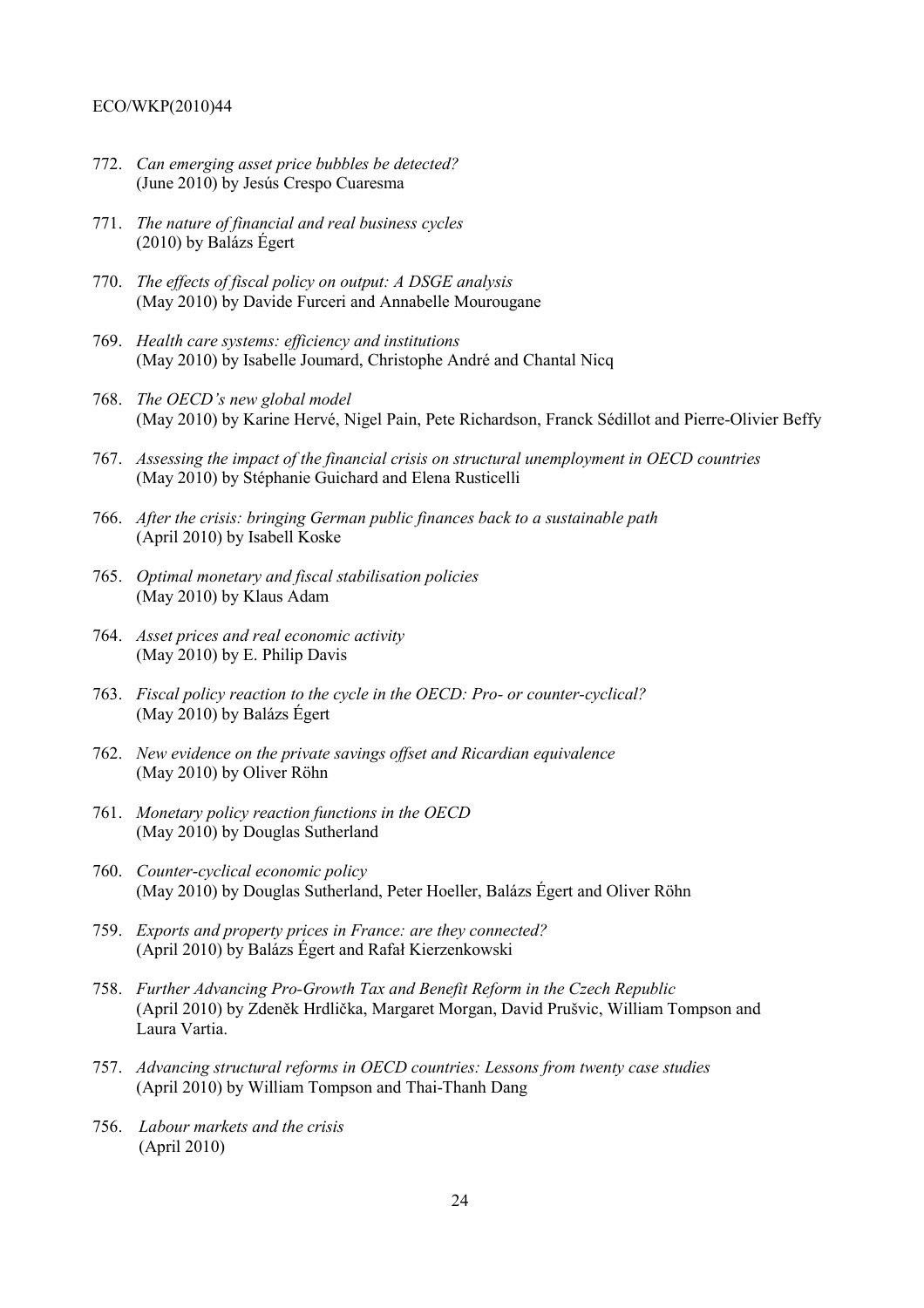772. *Can emerging asset price bubbles be detected?*
(June 2010) by Jesús Crespo Cuaresma

771. *The nature of financial and real business cycles*
(2010) by Balázs Égert

770. *The effects of fiscal policy on output: A DSGE analysis*
(May 2010) by Davide Furceri and Annabelle Mourougane

769. *Health care systems: efficiency and institutions*
(May 2010) by Isabelle Joumard, Christophe André and Chantal Nicq

768. *The OECD's new global model*
(May 2010) by Karine Hervé, Nigel Pain, Pete Richardson, Franck Sédillot and Pierre-Olivier Beffy

767. *Assessing the impact of the financial crisis on structural unemployment in OECD countries*
(May 2010) by Stéphanie Guichard and Elena Rusticelli

766. *After the crisis: bringing German public finances back to a sustainable path*
(April 2010) by Isabell Koske

765. *Optimal monetary and fiscal stabilisation policies*
(May 2010) by Klaus Adam

764. *Asset prices and real economic activity*
(May 2010) by E. Philip Davis

763. *Fiscal policy reaction to the cycle in the OECD: Pro- or counter-cyclical?*
(May 2010) by Balázs Égert

762. *New evidence on the private savings offset and Ricardian equivalence*
(May 2010) by Oliver Röhn

761. *Monetary policy reaction functions in the OECD*
(May 2010) by Douglas Sutherland

760. *Counter-cyclical economic policy*
(May 2010) by Douglas Sutherland, Peter Hoeller, Balázs Égert and Oliver Röhn

759. *Exports and property prices in France: are they connected?*
(April 2010) by Balázs Égert and Rafał Kierzenkowski

758. *Further Advancing Pro-Growth Tax and Benefit Reform in the Czech Republic*
(April 2010) by Zdeněk Hrdlička, Margaret Morgan, David Prušvic, William Tompson and Laura Vartia.

757. *Advancing structural reforms in OECD countries: Lessons from twenty case studies*
(April 2010) by William Tompson and Thai-Thanh Dang

756. *Labour markets and the crisis*
(April 2010)